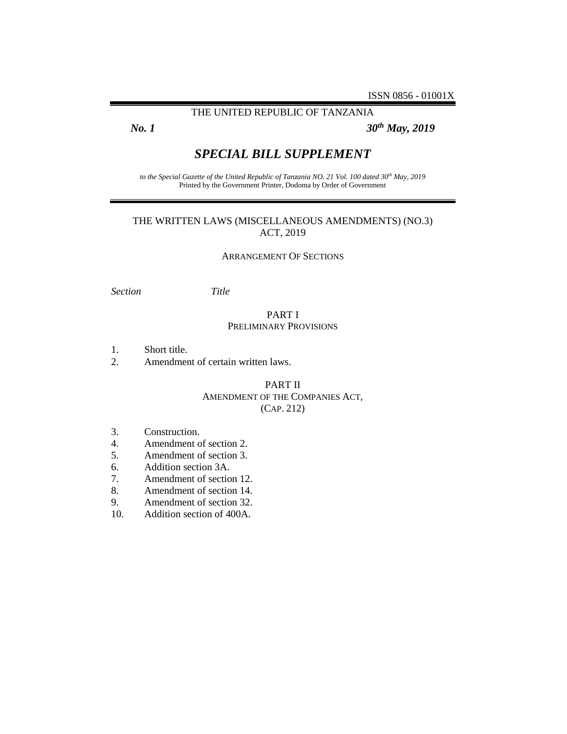ISSN 0856 - 01001X

THE UNITED REPUBLIC OF TANZANIA

***No. 1*** ***30th May, 2019***

# *SPECIAL BILL SUPPLEMENT*

*to the Special Gazette of the United Republic of Tanzania NO. 21 Vol. 100 dated 30th May, 2019*
Printed by the Government Printer, Dodoma by Order of Government

## THE WRITTEN LAWS (MISCELLANEOUS AMENDMENTS) (NO.3) ACT, 2019

### ARRANGEMENT OF SECTIONS

| *Section* | *Title* |
|---|---|
| | **PART I** PRELIMINARY PROVISIONS |
| 1. | Short title. |
| 2. | Amendment of certain written laws. |
| | **PART II** AMENDMENT OF THE COMPANIES ACT, (CAP. 212) |
| 3. | Construction. |
| 4. | Amendment of section 2. |
| 5. | Amendment of section 3. |
| 6. | Addition section 3A. |
| 7. | Amendment of section 12. |
| 8. | Amendment of section 14. |
| 9. | Amendment of section 32. |
| 10. | Addition section of 400A. |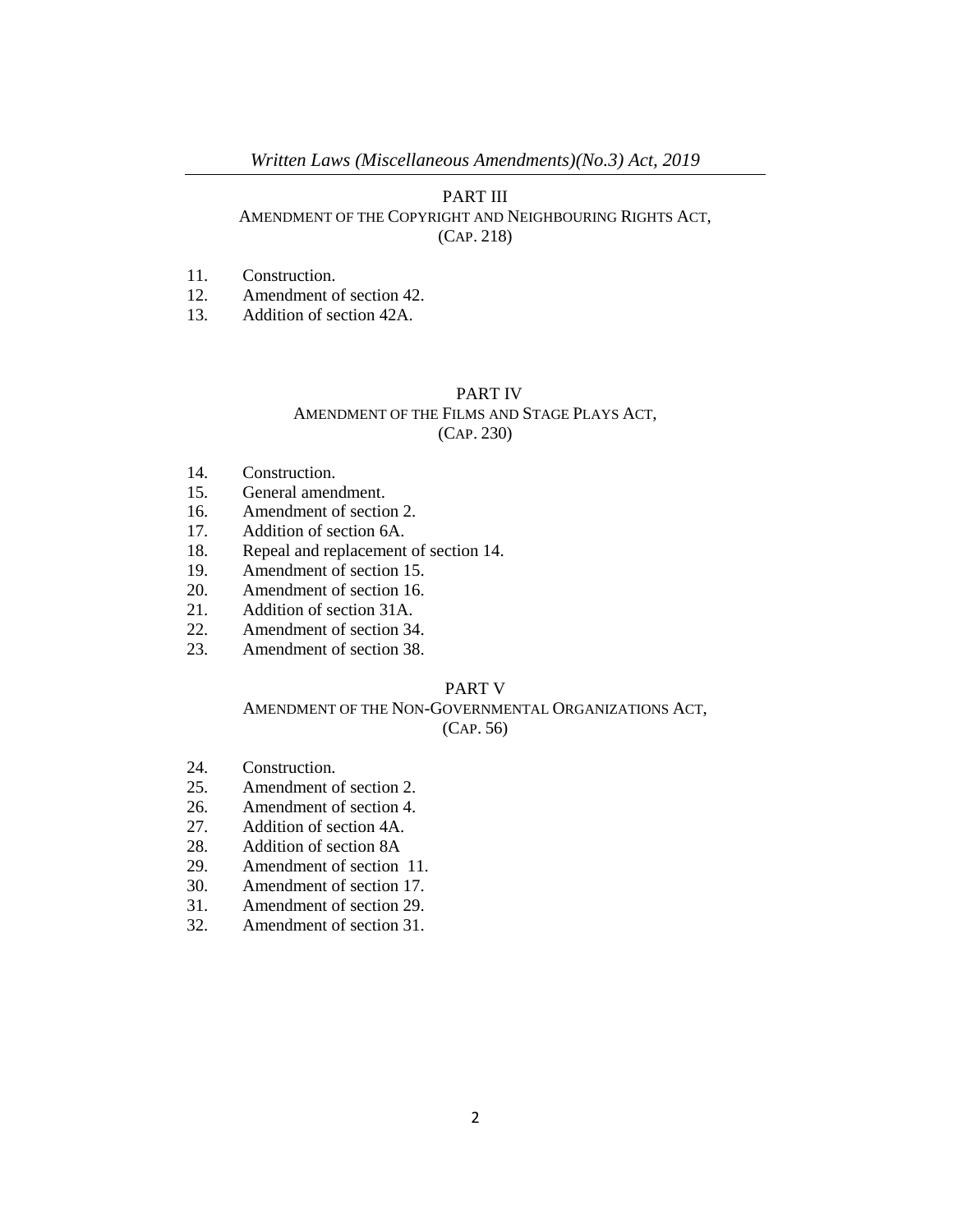## PART III

### AMENDMENT OF THE COPYRIGHT AND NEIGHBOURING RIGHTS ACT, (CAP. 218)

11. Construction.
12. Amendment of section 42.
13. Addition of section 42A.

## PART IV

### AMENDMENT OF THE FILMS AND STAGE PLAYS ACT, (CAP. 230)

14. Construction.
15. General amendment.
16. Amendment of section 2.
17. Addition of section 6A.
18. Repeal and replacement of section 14.
19. Amendment of section 15.
20. Amendment of section 16.
21. Addition of section 31A.
22. Amendment of section 34.
23. Amendment of section 38.

## PART V

### AMENDMENT OF THE NON-GOVERNMENTAL ORGANIZATIONS ACT, (CAP. 56)

24. Construction.
25. Amendment of section 2.
26. Amendment of section 4.
27. Addition of section 4A.
28. Addition of section 8A
29. Amendment of section 11.
30. Amendment of section 17.
31. Amendment of section 29.
32. Amendment of section 31.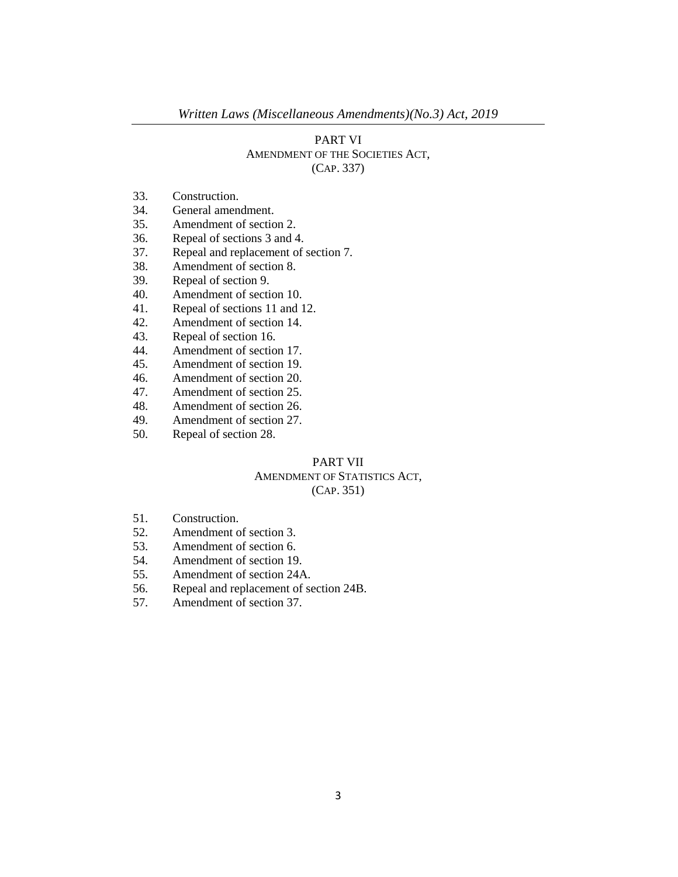## PART VI
### AMENDMENT OF THE SOCIETIES ACT, (CAP. 337)

33. Construction.
34. General amendment.
35. Amendment of section 2.
36. Repeal of sections 3 and 4.
37. Repeal and replacement of section 7.
38. Amendment of section 8.
39. Repeal of section 9.
40. Amendment of section 10.
41. Repeal of sections 11 and 12.
42. Amendment of section 14.
43. Repeal of section 16.
44. Amendment of section 17.
45. Amendment of section 19.
46. Amendment of section 20.
47. Amendment of section 25.
48. Amendment of section 26.
49. Amendment of section 27.
50. Repeal of section 28.

## PART VII
### AMENDMENT OF STATISTICS ACT, (CAP. 351)

51. Construction.
52. Amendment of section 3.
53. Amendment of section 6.
54. Amendment of section 19.
55. Amendment of section 24A.
56. Repeal and replacement of section 24B.
57. Amendment of section 37.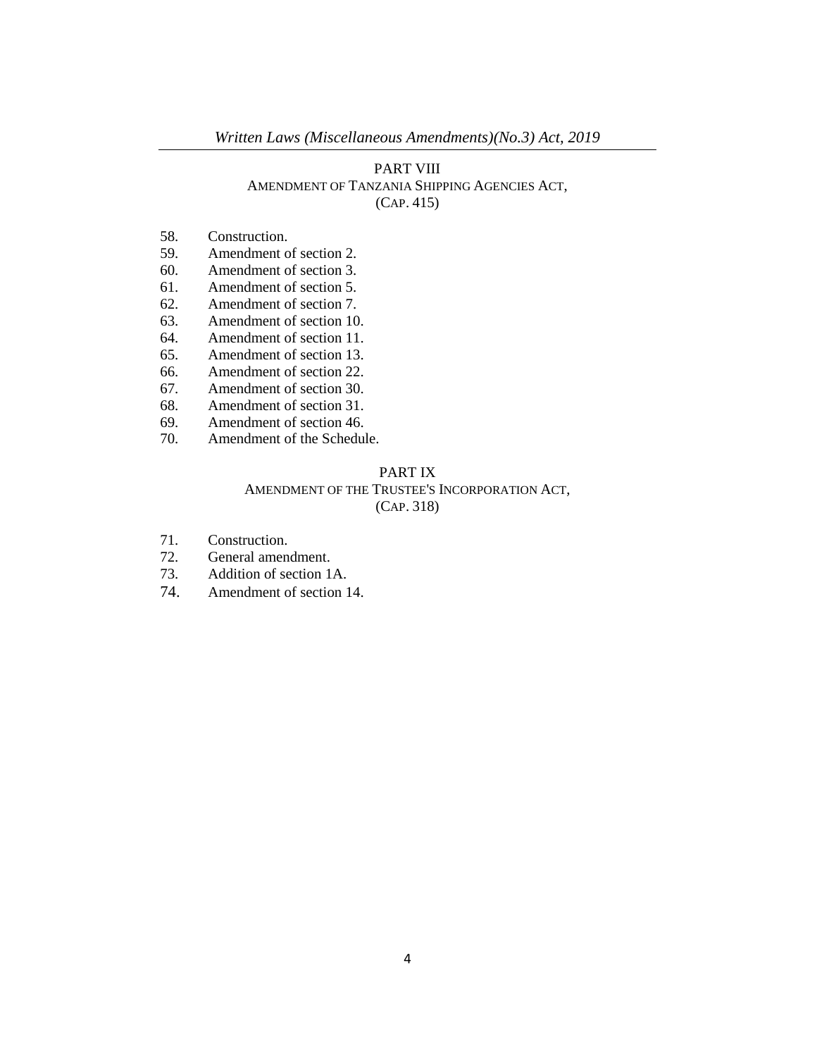## PART VIII
### AMENDMENT OF TANZANIA SHIPPING AGENCIES ACT, (CAP. 415)

58. Construction.
59. Amendment of section 2.
60. Amendment of section 3.
61. Amendment of section 5.
62. Amendment of section 7.
63. Amendment of section 10.
64. Amendment of section 11.
65. Amendment of section 13.
66. Amendment of section 22.
67. Amendment of section 30.
68. Amendment of section 31.
69. Amendment of section 46.
70. Amendment of the Schedule.

## PART IX
### AMENDMENT OF THE TRUSTEE'S INCORPORATION ACT, (CAP. 318)

71. Construction.
72. General amendment.
73. Addition of section 1A.
74. Amendment of section 14.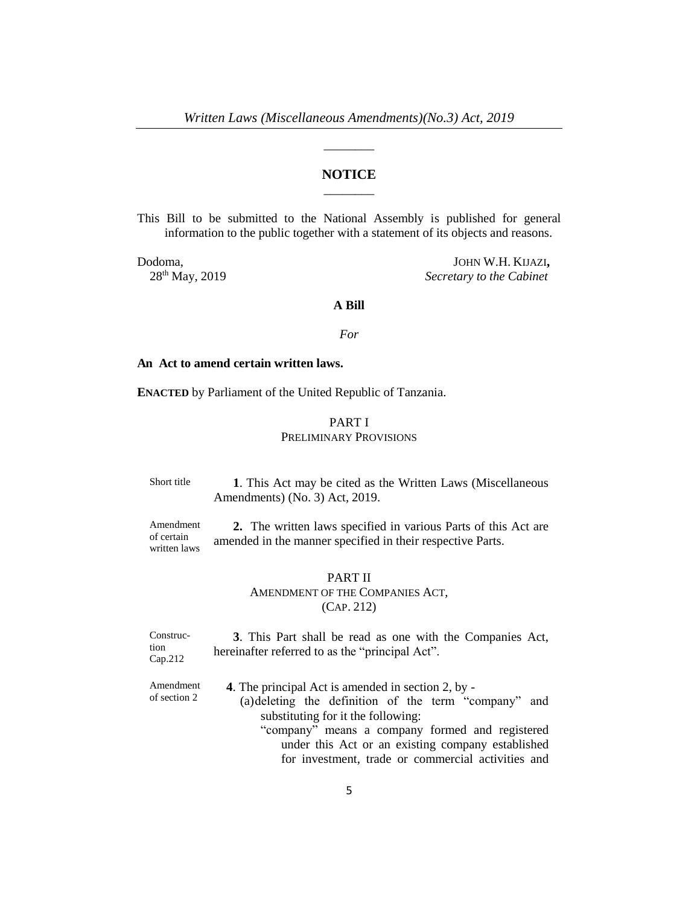## NOTICE

This Bill to be submitted to the National Assembly is published for general information to the public together with a statement of its objects and reasons.

Dodoma,
28th May, 2019

JOHN W.H. KIJAZI,
*Secretary to the Cabinet*

**A Bill**

*For*

**An Act to amend certain written laws.**

**ENACTED** by Parliament of the United Republic of Tanzania.

PART I
PRELIMINARY PROVISIONS

Short title

**1**. This Act may be cited as the Written Laws (Miscellaneous Amendments) (No. 3) Act, 2019.

Amendment of certain written laws

**2.** The written laws specified in various Parts of this Act are amended in the manner specified in their respective Parts.

PART II
AMENDMENT OF THE COMPANIES ACT,
(CAP. 212)

Construction Cap.212

**3**. This Part shall be read as one with the Companies Act, hereinafter referred to as the "principal Act".

Amendment of section 2

**4**. The principal Act is amended in section 2, by -

(a) deleting the definition of the term "company" and substituting for it the following:

"company" means a company formed and registered under this Act or an existing company established for investment, trade or commercial activities and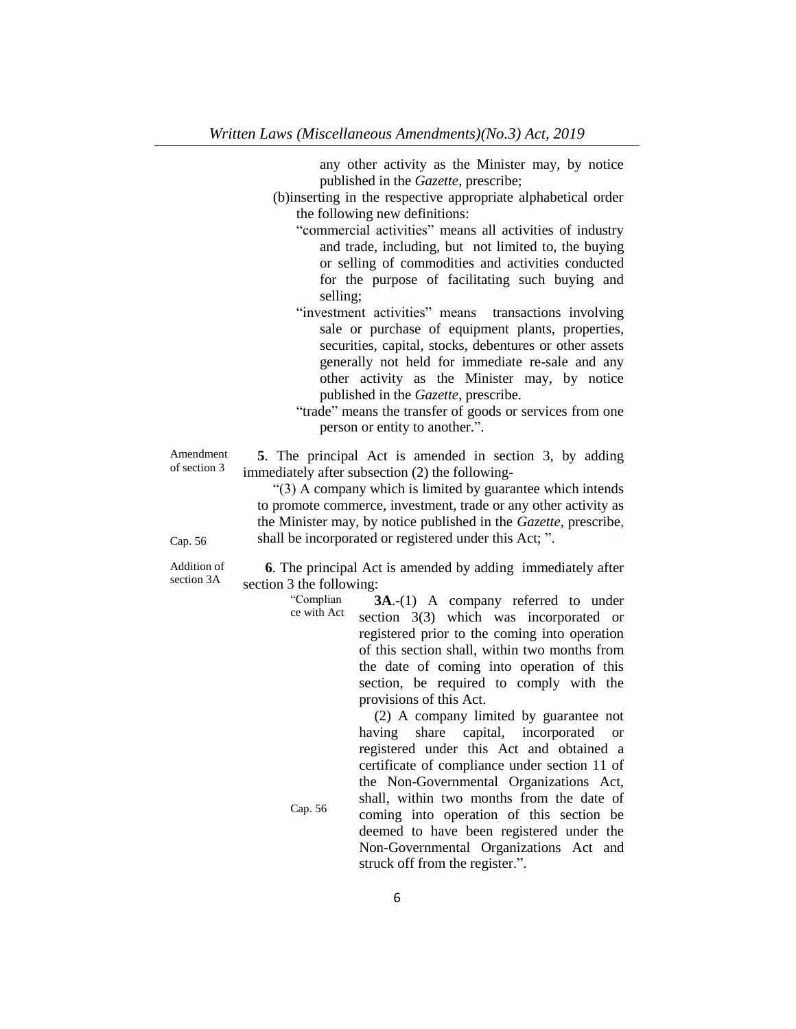any other activity as the Minister may, by notice published in the *Gazette*, prescribe;

(b)inserting in the respective appropriate alphabetical order the following new definitions:

"commercial activities" means all activities of industry and trade, including, but not limited to, the buying or selling of commodities and activities conducted for the purpose of facilitating such buying and selling;

"investment activities" means transactions involving sale or purchase of equipment plants, properties, securities, capital, stocks, debentures or other assets generally not held for immediate re-sale and any other activity as the Minister may, by notice published in the *Gazette*, prescribe.

"trade" means the transfer of goods or services from one person or entity to another.".

Amendment of section 3

**5**. The principal Act is amended in section 3, by adding immediately after subsection (2) the following-

"(3) A company which is limited by guarantee which intends to promote commerce, investment, trade or any other activity as the Minister may, by notice published in the *Gazette*, prescribe, shall be incorporated or registered under this Act; ".

Cap. 56

Addition of section 3A

**6**. The principal Act is amended by adding immediately after section 3 the following:

"Compliance with Act

**3A**.-(1) A company referred to under section 3(3) which was incorporated or registered prior to the coming into operation of this section shall, within two months from the date of coming into operation of this section, be required to comply with the provisions of this Act.

(2) A company limited by guarantee not having share capital, incorporated or registered under this Act and obtained a certificate of compliance under section 11 of the Non-Governmental Organizations Act, shall, within two months from the date of coming into operation of this section be deemed to have been registered under the Non-Governmental Organizations Act and struck off from the register.".

Cap. 56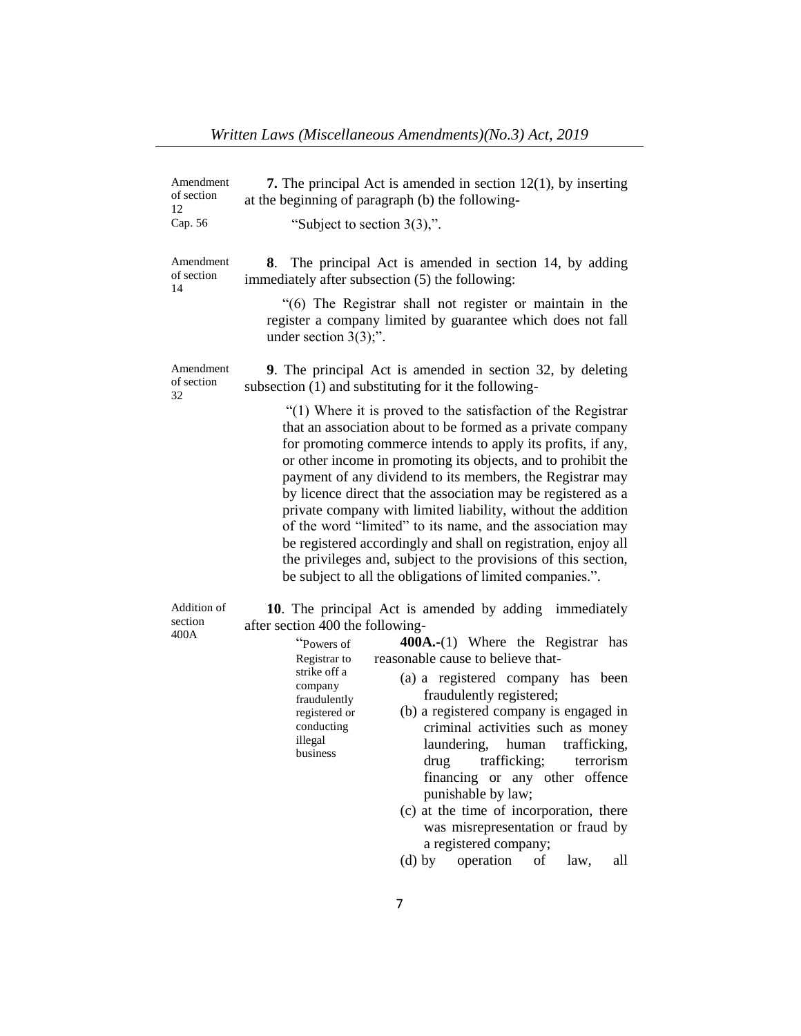Amendment of section 12
Cap. 56

**7.** The principal Act is amended in section 12(1), by inserting at the beginning of paragraph (b) the following-

"Subject to section 3(3),".

Amendment of section 14

**8**. The principal Act is amended in section 14, by adding immediately after subsection (5) the following:

"(6) The Registrar shall not register or maintain in the register a company limited by guarantee which does not fall under section 3(3);".

Amendment of section 32

**9**. The principal Act is amended in section 32, by deleting subsection (1) and substituting for it the following-

"(1) Where it is proved to the satisfaction of the Registrar that an association about to be formed as a private company for promoting commerce intends to apply its profits, if any, or other income in promoting its objects, and to prohibit the payment of any dividend to its members, the Registrar may by licence direct that the association may be registered as a private company with limited liability, without the addition of the word "limited" to its name, and the association may be registered accordingly and shall on registration, enjoy all the privileges and, subject to the provisions of this section, be subject to all the obligations of limited companies.".

Addition of section 400A

**10**. The principal Act is amended by adding immediately after section 400 the following-

"Powers of Registrar to strike off a company fraudulently registered or conducting illegal business

**400A.-**(1) Where the Registrar has reasonable cause to believe that-

(a) a registered company has been fraudulently registered;

(b) a registered company is engaged in criminal activities such as money laundering, human trafficking, drug trafficking; terrorism financing or any other offence punishable by law;

(c) at the time of incorporation, there was misrepresentation or fraud by a registered company;

(d) by operation of law, all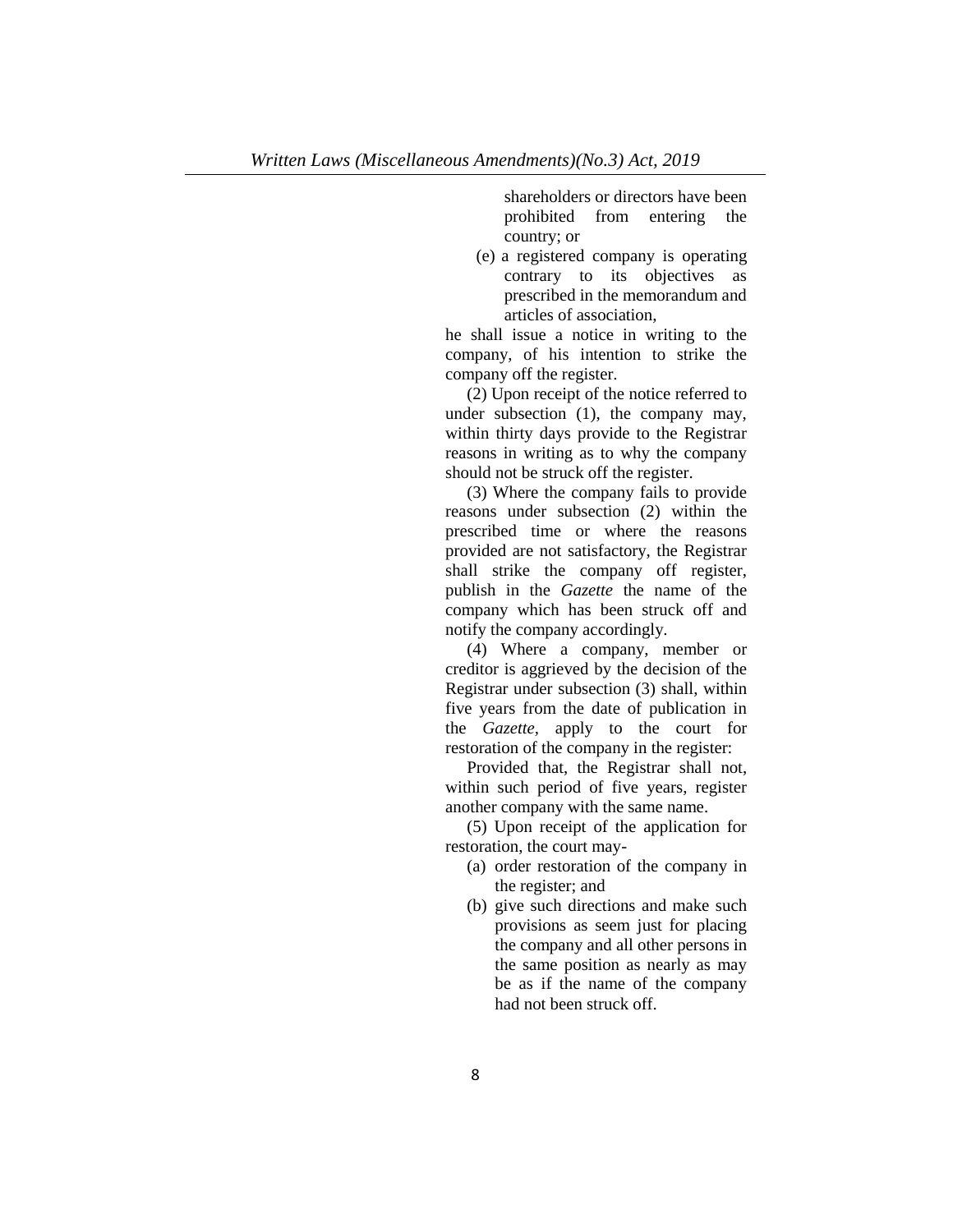shareholders or directors have been prohibited from entering the country; or

(e) a registered company is operating contrary to its objectives as prescribed in the memorandum and articles of association,

he shall issue a notice in writing to the company, of his intention to strike the company off the register.

(2) Upon receipt of the notice referred to under subsection (1), the company may, within thirty days provide to the Registrar reasons in writing as to why the company should not be struck off the register.

(3) Where the company fails to provide reasons under subsection (2) within the prescribed time or where the reasons provided are not satisfactory, the Registrar shall strike the company off register, publish in the *Gazette* the name of the company which has been struck off and notify the company accordingly.

(4) Where a company, member or creditor is aggrieved by the decision of the Registrar under subsection (3) shall, within five years from the date of publication in the *Gazette*, apply to the court for restoration of the company in the register:

Provided that, the Registrar shall not, within such period of five years, register another company with the same name.

(5) Upon receipt of the application for restoration, the court may-

(a) order restoration of the company in the register; and

(b) give such directions and make such provisions as seem just for placing the company and all other persons in the same position as nearly as may be as if the name of the company had not been struck off.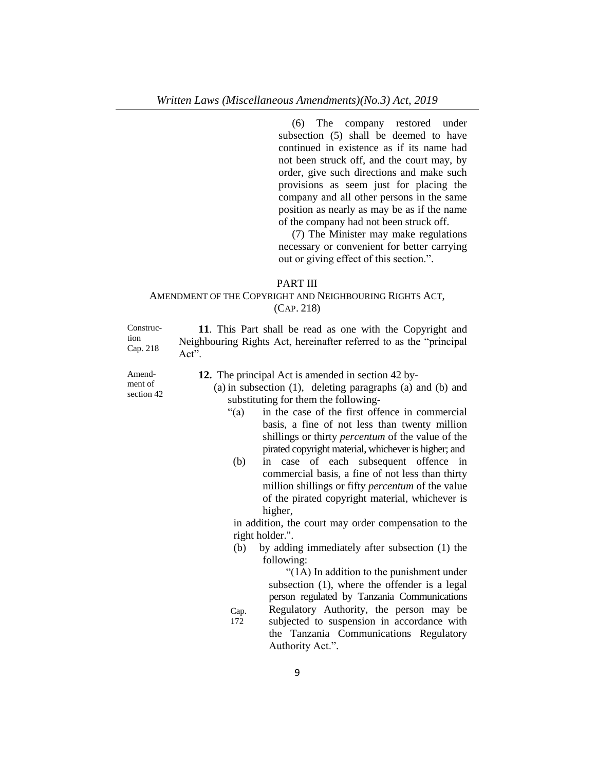(6) The company restored under subsection (5) shall be deemed to have continued in existence as if its name had not been struck off, and the court may, by order, give such directions and make such provisions as seem just for placing the company and all other persons in the same position as nearly as may be as if the name of the company had not been struck off.

(7) The Minister may make regulations necessary or convenient for better carrying out or giving effect of this section.".

## PART III

## AMENDMENT OF THE COPYRIGHT AND NEIGHBOURING RIGHTS ACT, (CAP. 218)

Construction Cap. 218

**11**. This Part shall be read as one with the Copyright and Neighbouring Rights Act, hereinafter referred to as the "principal Act".

Amendment of section 42

**12.** The principal Act is amended in section 42 by-

(a) in subsection (1), deleting paragraphs (a) and (b) and substituting for them the following-

"(a) in the case of the first offence in commercial basis, a fine of not less than twenty million shillings or thirty *percentum* of the value of the pirated copyright material, whichever is higher; and

(b) in case of each subsequent offence in commercial basis, a fine of not less than thirty million shillings or fifty *percentum* of the value of the pirated copyright material, whichever is higher,

in addition, the court may order compensation to the right holder.".

(b) by adding immediately after subsection (1) the following:

"(1A) In addition to the punishment under subsection (1), where the offender is a legal person regulated by Tanzania Communications Regulatory Authority, the person may be subjected to suspension in accordance with the Tanzania Communications Regulatory Authority Act.".

Cap. 172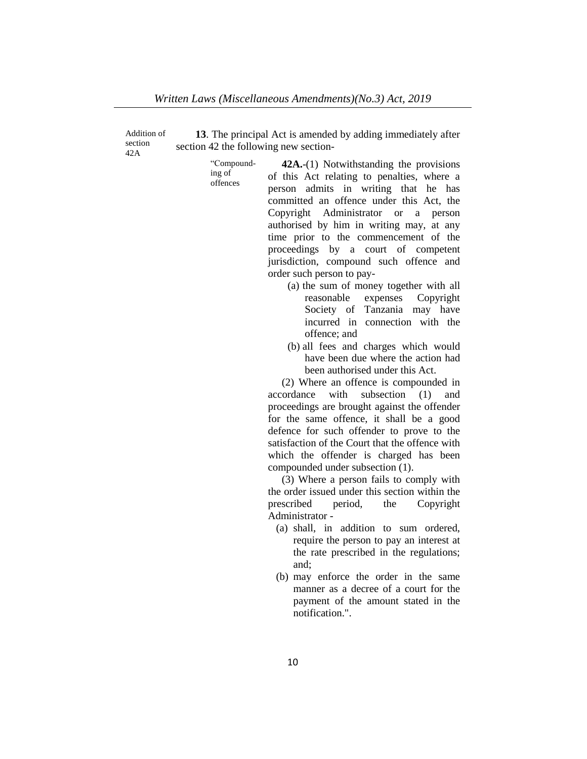Addition of section 42A

**13**. The principal Act is amended by adding immediately after section 42 the following new section-

"Compounding of offences

**42A.**-(1) Notwithstanding the provisions of this Act relating to penalties, where a person admits in writing that he has committed an offence under this Act, the Copyright Administrator or a person authorised by him in writing may, at any time prior to the commencement of the proceedings by a court of competent jurisdiction, compound such offence and order such person to pay-

(a) the sum of money together with all reasonable expenses Copyright Society of Tanzania may have incurred in connection with the offence; and

(b) all fees and charges which would have been due where the action had been authorised under this Act.

(2) Where an offence is compounded in accordance with subsection (1) and proceedings are brought against the offender for the same offence, it shall be a good defence for such offender to prove to the satisfaction of the Court that the offence with which the offender is charged has been compounded under subsection (1).

(3) Where a person fails to comply with the order issued under this section within the prescribed period, the Copyright Administrator -

(a) shall, in addition to sum ordered, require the person to pay an interest at the rate prescribed in the regulations; and;

(b) may enforce the order in the same manner as a decree of a court for the payment of the amount stated in the notification.".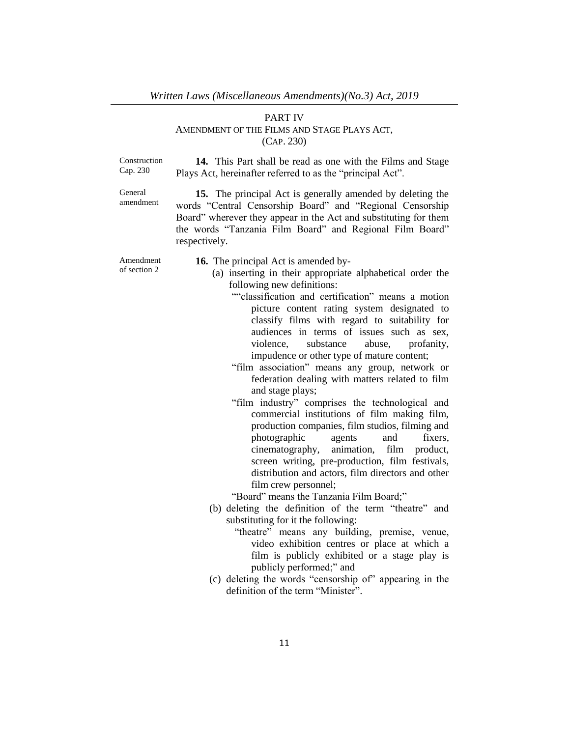## PART IV

### AMENDMENT OF THE FILMS AND STAGE PLAYS ACT, (CAP. 230)

Construction Cap. 230

**14.** This Part shall be read as one with the Films and Stage Plays Act, hereinafter referred to as the "principal Act".

General amendment

**15.** The principal Act is generally amended by deleting the words "Central Censorship Board" and "Regional Censorship Board" wherever they appear in the Act and substituting for them the words "Tanzania Film Board" and Regional Film Board" respectively.

Amendment of section 2

**16.** The principal Act is amended by-

(a) inserting in their appropriate alphabetical order the following new definitions:

""classification and certification" means a motion picture content rating system designated to classify films with regard to suitability for audiences in terms of issues such as sex, violence, substance abuse, profanity, impudence or other type of mature content;

"film association" means any group, network or federation dealing with matters related to film and stage plays;

"film industry" comprises the technological and commercial institutions of film making film, production companies, film studios, filming and photographic agents and fixers, cinematography, animation, film product, screen writing, pre-production, film festivals, distribution and actors, film directors and other film crew personnel;

"Board" means the Tanzania Film Board;"

(b) deleting the definition of the term "theatre" and substituting for it the following:

"theatre" means any building, premise, venue, video exhibition centres or place at which a film is publicly exhibited or a stage play is publicly performed;" and

(c) deleting the words "censorship of" appearing in the definition of the term "Minister".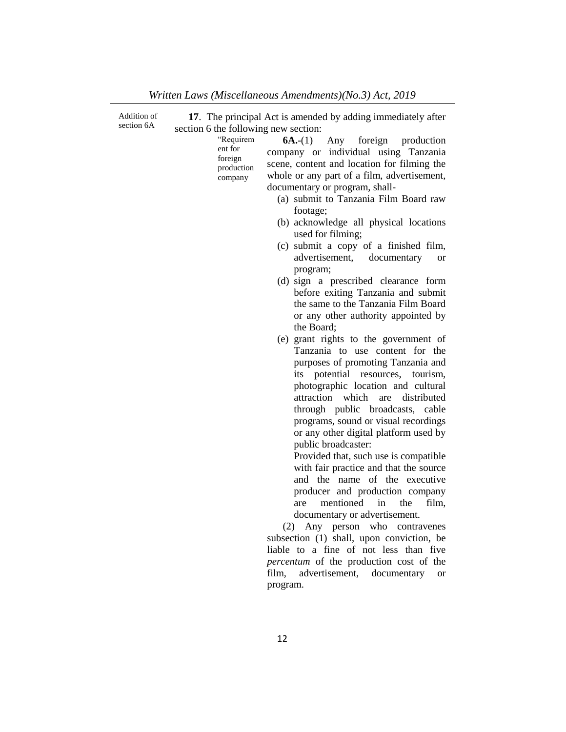Addition of section 6A

**17**. The principal Act is amended by adding immediately after section 6 the following new section:

"Requirement for foreign production company

**6A.**-(1) Any foreign production company or individual using Tanzania scene, content and location for filming the whole or any part of a film, advertisement, documentary or program, shall-

(a) submit to Tanzania Film Board raw footage;

(b) acknowledge all physical locations used for filming;

(c) submit a copy of a finished film, advertisement, documentary or program;

(d) sign a prescribed clearance form before exiting Tanzania and submit the same to the Tanzania Film Board or any other authority appointed by the Board;

(e) grant rights to the government of Tanzania to use content for the purposes of promoting Tanzania and its potential resources, tourism, photographic location and cultural attraction which are distributed through public broadcasts, cable programs, sound or visual recordings or any other digital platform used by public broadcaster:

Provided that, such use is compatible with fair practice and that the source and the name of the executive producer and production company are mentioned in the film, documentary or advertisement.

(2) Any person who contravenes subsection (1) shall, upon conviction, be liable to a fine of not less than five *percentum* of the production cost of the film, advertisement, documentary or program.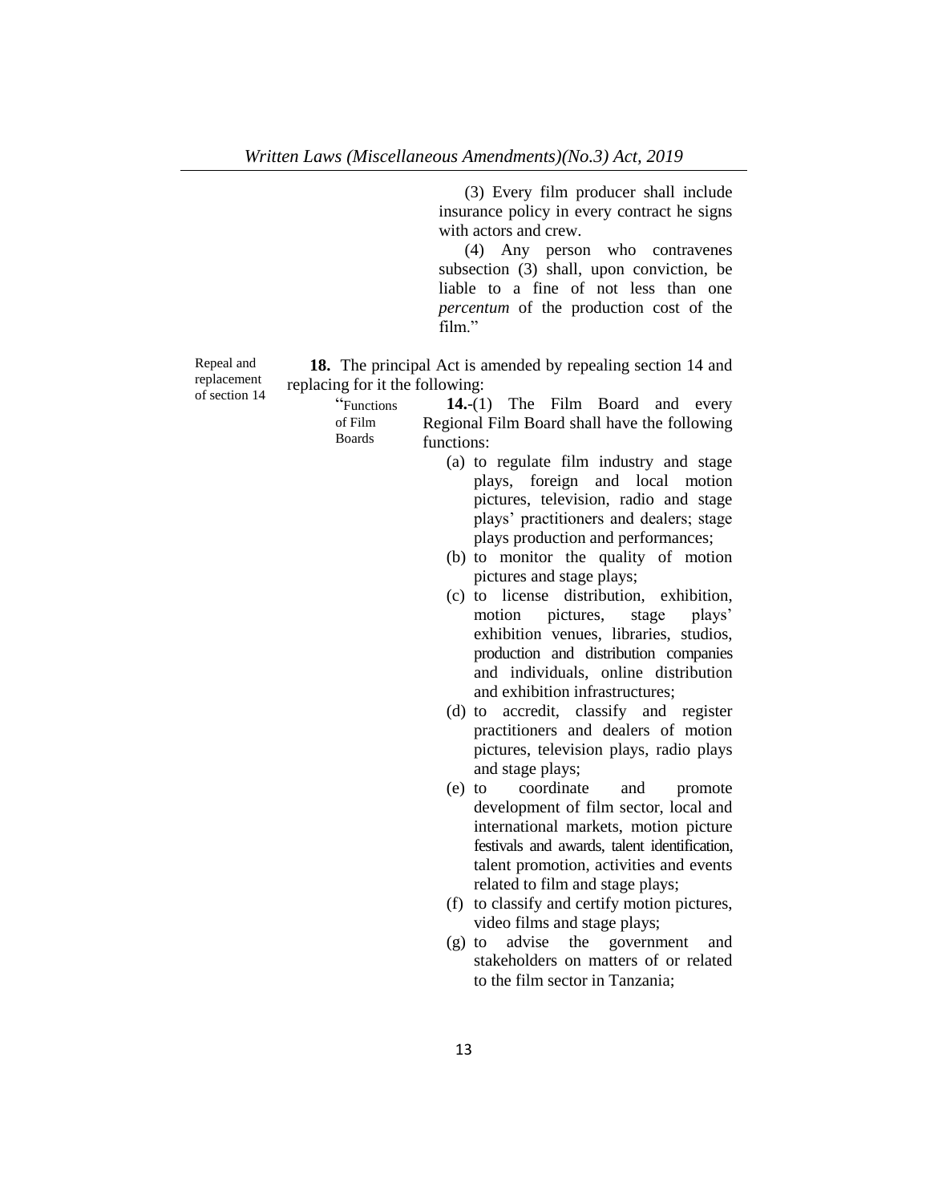(3) Every film producer shall include insurance policy in every contract he signs with actors and crew.

(4) Any person who contravenes subsection (3) shall, upon conviction, be liable to a fine of not less than one *percentum* of the production cost of the film."

Repeal and replacement of section 14

**18.** The principal Act is amended by repealing section 14 and replacing for it the following:

"Functions of Film Boards

**14.**-(1) The Film Board and every Regional Film Board shall have the following functions:

(a) to regulate film industry and stage plays, foreign and local motion pictures, television, radio and stage plays' practitioners and dealers; stage plays production and performances;

(b) to monitor the quality of motion pictures and stage plays;

(c) to license distribution, exhibition, motion pictures, stage plays' exhibition venues, libraries, studios, production and distribution companies and individuals, online distribution and exhibition infrastructures;

(d) to accredit, classify and register practitioners and dealers of motion pictures, television plays, radio plays and stage plays;

(e) to coordinate and promote development of film sector, local and international markets, motion picture festivals and awards, talent identification, talent promotion, activities and events related to film and stage plays;

(f) to classify and certify motion pictures, video films and stage plays;

(g) to advise the government and stakeholders on matters of or related to the film sector in Tanzania;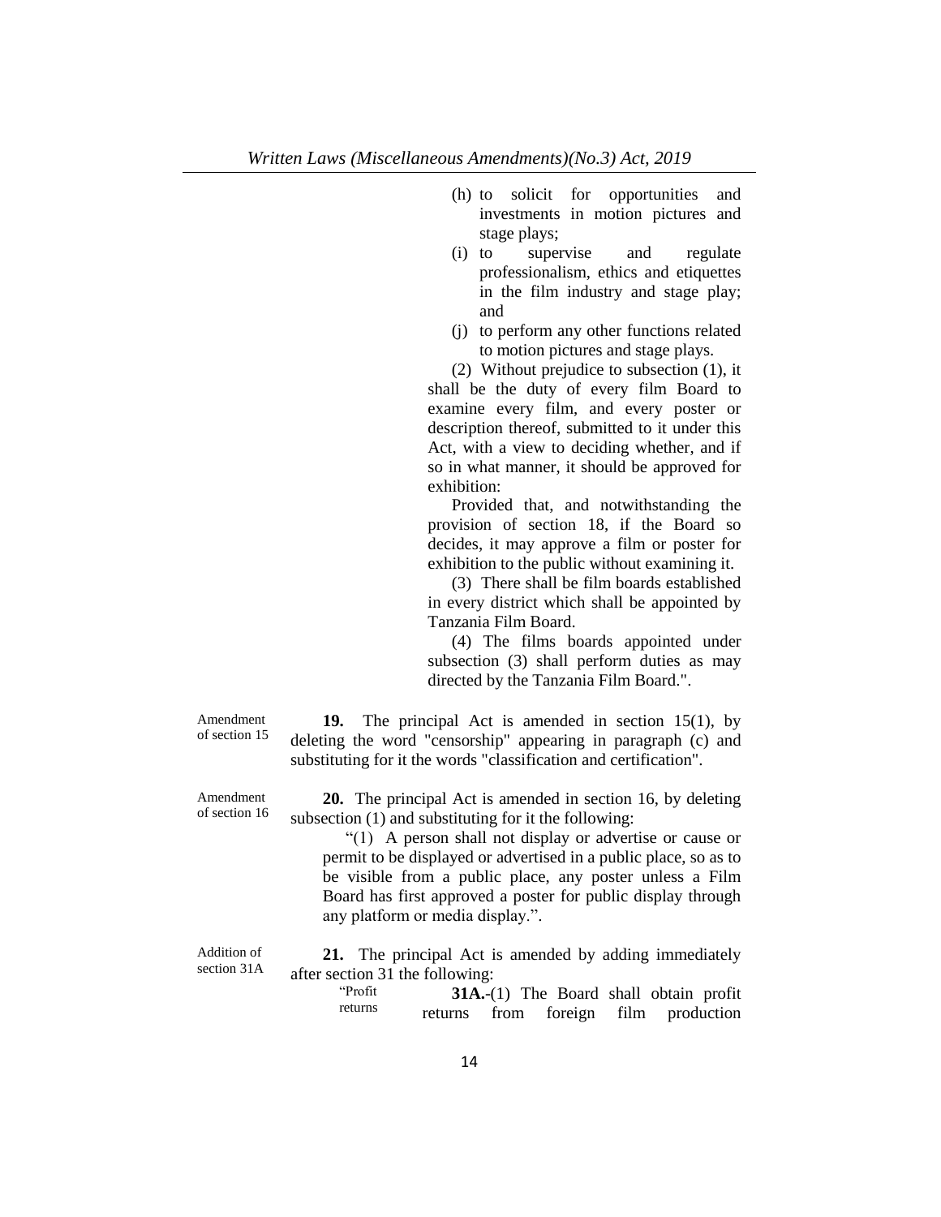(h) to solicit for opportunities and investments in motion pictures and stage plays;

(i) to supervise and regulate professionalism, ethics and etiquettes in the film industry and stage play; and

(j) to perform any other functions related to motion pictures and stage plays.

(2) Without prejudice to subsection (1), it shall be the duty of every film Board to examine every film, and every poster or description thereof, submitted to it under this Act, with a view to deciding whether, and if so in what manner, it should be approved for exhibition:

Provided that, and notwithstanding the provision of section 18, if the Board so decides, it may approve a film or poster for exhibition to the public without examining it.

(3) There shall be film boards established in every district which shall be appointed by Tanzania Film Board.

(4) The films boards appointed under subsection (3) shall perform duties as may directed by the Tanzania Film Board.".

Amendment of section 15

**19.** The principal Act is amended in section 15(1), by deleting the word "censorship" appearing in paragraph (c) and substituting for it the words "classification and certification".

Amendment of section 16

**20.** The principal Act is amended in section 16, by deleting subsection (1) and substituting for it the following:

"(1) A person shall not display or advertise or cause or permit to be displayed or advertised in a public place, so as to be visible from a public place, any poster unless a Film Board has first approved a poster for public display through any platform or media display.".

Addition of section 31A

**21.** The principal Act is amended by adding immediately after section 31 the following:

"Profit returns

**31A.**-(1) The Board shall obtain profit returns from foreign film production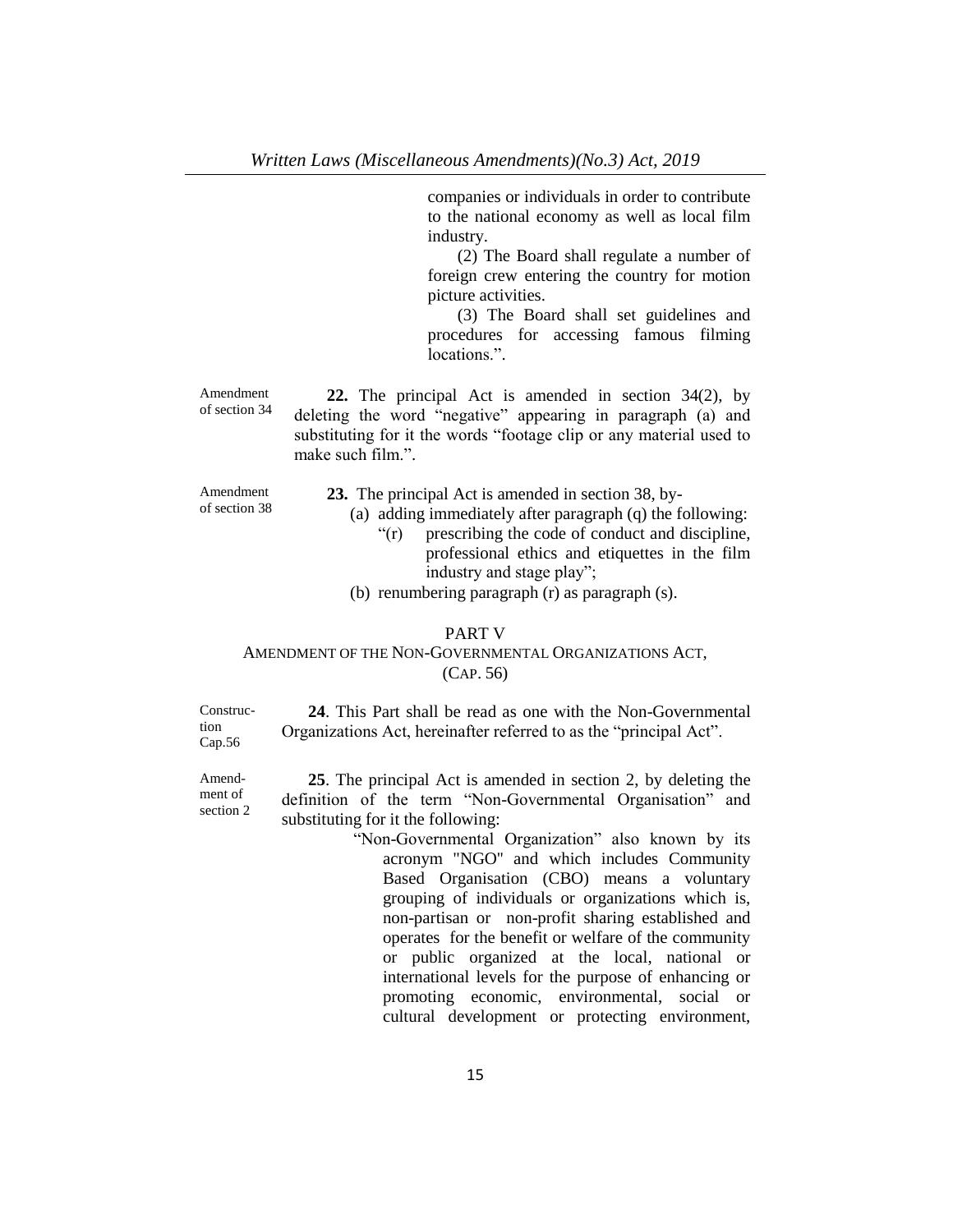companies or individuals in order to contribute to the national economy as well as local film industry.

(2) The Board shall regulate a number of foreign crew entering the country for motion picture activities.

(3) The Board shall set guidelines and procedures for accessing famous filming locations.".

Amendment of section 34

**22.** The principal Act is amended in section 34(2), by deleting the word "negative" appearing in paragraph (a) and substituting for it the words "footage clip or any material used to make such film.".

Amendment of section 38

**23.** The principal Act is amended in section 38, by-

(a) adding immediately after paragraph (q) the following:

"(r) prescribing the code of conduct and discipline, professional ethics and etiquettes in the film industry and stage play";

(b) renumbering paragraph (r) as paragraph (s).

## PART V
## AMENDMENT OF THE NON-GOVERNMENTAL ORGANIZATIONS ACT, (CAP. 56)

Construction Cap.56

**24**. This Part shall be read as one with the Non-Governmental Organizations Act, hereinafter referred to as the "principal Act".

Amendment of section 2

**25**. The principal Act is amended in section 2, by deleting the definition of the term "Non-Governmental Organisation" and substituting for it the following:

"Non-Governmental Organization" also known by its acronym "NGO" and which includes Community Based Organisation (CBO) means a voluntary grouping of individuals or organizations which is, non-partisan or non-profit sharing established and operates for the benefit or welfare of the community or public organized at the local, national or international levels for the purpose of enhancing or promoting economic, environmental, social or cultural development or protecting environment,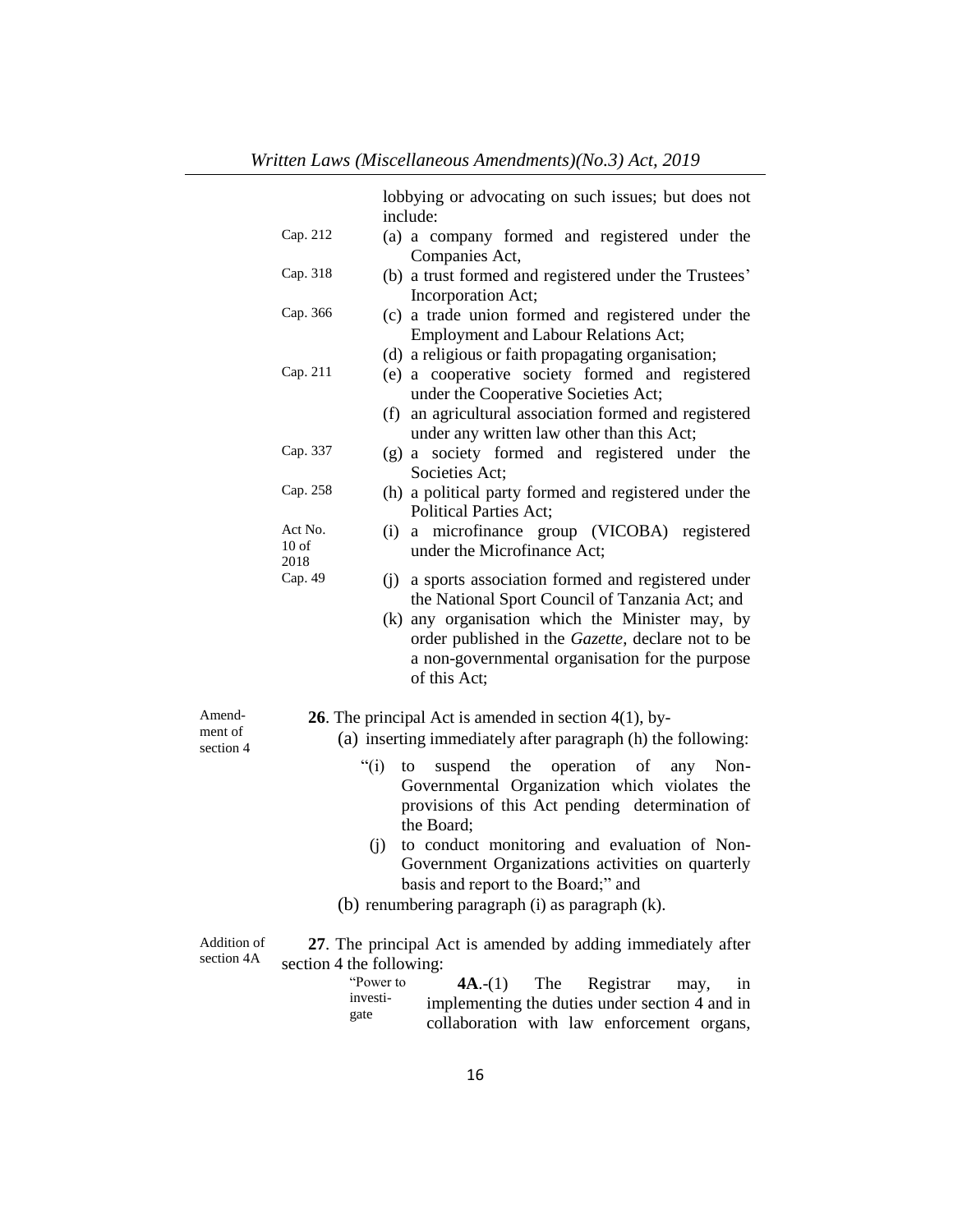lobbying or advocating on such issues; but does not include:

Cap. 212 (a) a company formed and registered under the Companies Act,

Cap. 318 (b) a trust formed and registered under the Trustees' Incorporation Act;

Cap. 366 (c) a trade union formed and registered under the Employment and Labour Relations Act;

(d) a religious or faith propagating organisation;

Cap. 211 (e) a cooperative society formed and registered under the Cooperative Societies Act;

(f) an agricultural association formed and registered under any written law other than this Act;

Cap. 337 (g) a society formed and registered under the Societies Act;

Cap. 258 (h) a political party formed and registered under the Political Parties Act;

Act No. 10 of 2018 (i) a microfinance group (VICOBA) registered under the Microfinance Act;

Cap. 49 (j) a sports association formed and registered under the National Sport Council of Tanzania Act; and

(k) any organisation which the Minister may, by order published in the *Gazette*, declare not to be a non-governmental organisation for the purpose of this Act;

Amendment of section 4

**26**. The principal Act is amended in section 4(1), by-

(a) inserting immediately after paragraph (h) the following:

"(i) to suspend the operation of any Non-Governmental Organization which violates the provisions of this Act pending determination of the Board;

(j) to conduct monitoring and evaluation of Non-Government Organizations activities on quarterly basis and report to the Board;" and

(b) renumbering paragraph (i) as paragraph (k).

Addition of section 4A

**27**. The principal Act is amended by adding immediately after section 4 the following:

"Power to investigate

**4A**.-(1) The Registrar may, in implementing the duties under section 4 and in collaboration with law enforcement organs,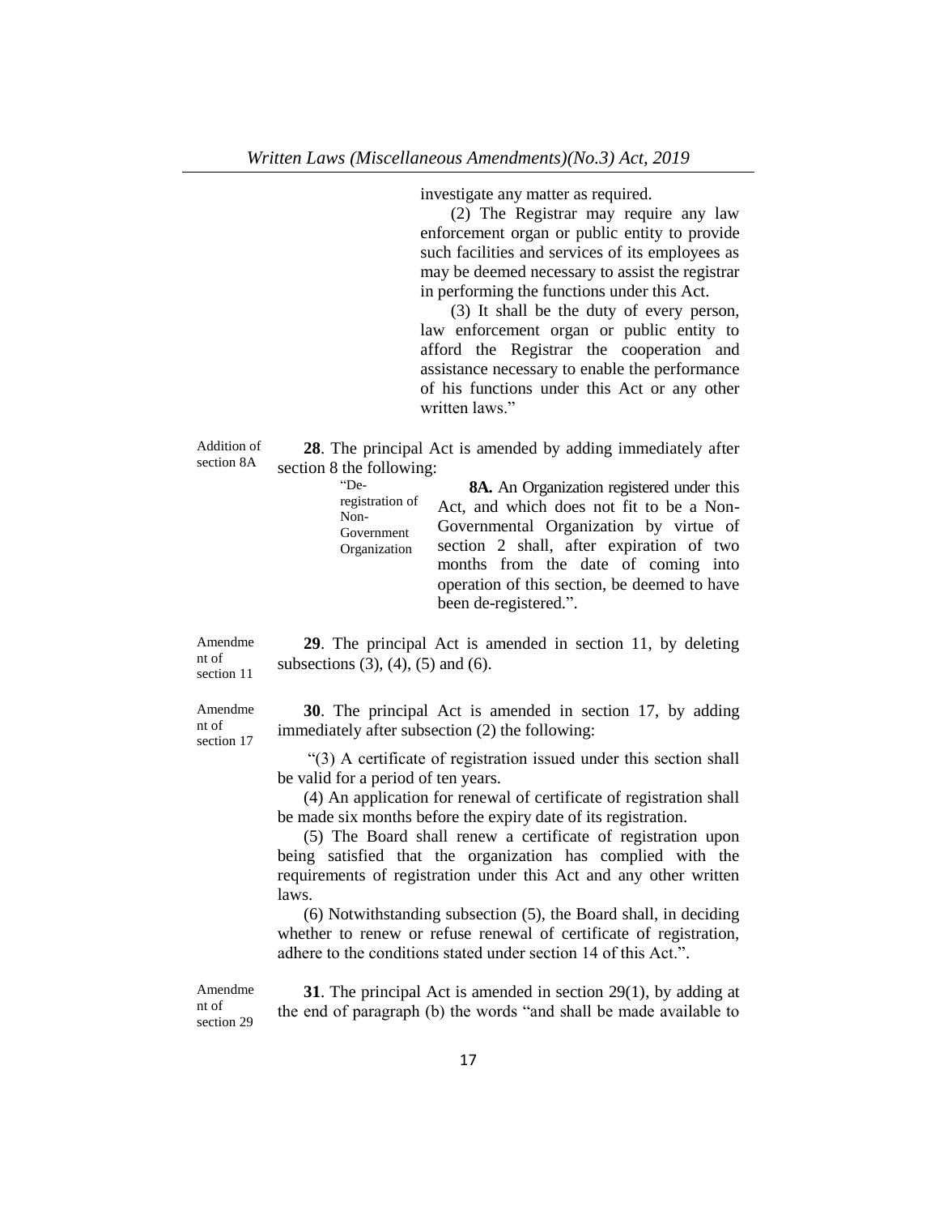investigate any matter as required.

(2) The Registrar may require any law enforcement organ or public entity to provide such facilities and services of its employees as may be deemed necessary to assist the registrar in performing the functions under this Act.

(3) It shall be the duty of every person, law enforcement organ or public entity to afford the Registrar the cooperation and assistance necessary to enable the performance of his functions under this Act or any other written laws."

Addition of section 8A

**28**. The principal Act is amended by adding immediately after section 8 the following:

"De-registration of Non-Government Organization

**8A.** An Organization registered under this Act, and which does not fit to be a Non-Governmental Organization by virtue of section 2 shall, after expiration of two months from the date of coming into operation of this section, be deemed to have been de-registered.".

Amendment of section 11

**29**. The principal Act is amended in section 11, by deleting subsections (3), (4), (5) and (6).

Amendment of section 17

**30**. The principal Act is amended in section 17, by adding immediately after subsection (2) the following:

"(3) A certificate of registration issued under this section shall be valid for a period of ten years.

(4) An application for renewal of certificate of registration shall be made six months before the expiry date of its registration.

(5) The Board shall renew a certificate of registration upon being satisfied that the organization has complied with the requirements of registration under this Act and any other written laws.

(6) Notwithstanding subsection (5), the Board shall, in deciding whether to renew or refuse renewal of certificate of registration, adhere to the conditions stated under section 14 of this Act.".

Amendment of section 29

**31**. The principal Act is amended in section 29(1), by adding at the end of paragraph (b) the words "and shall be made available to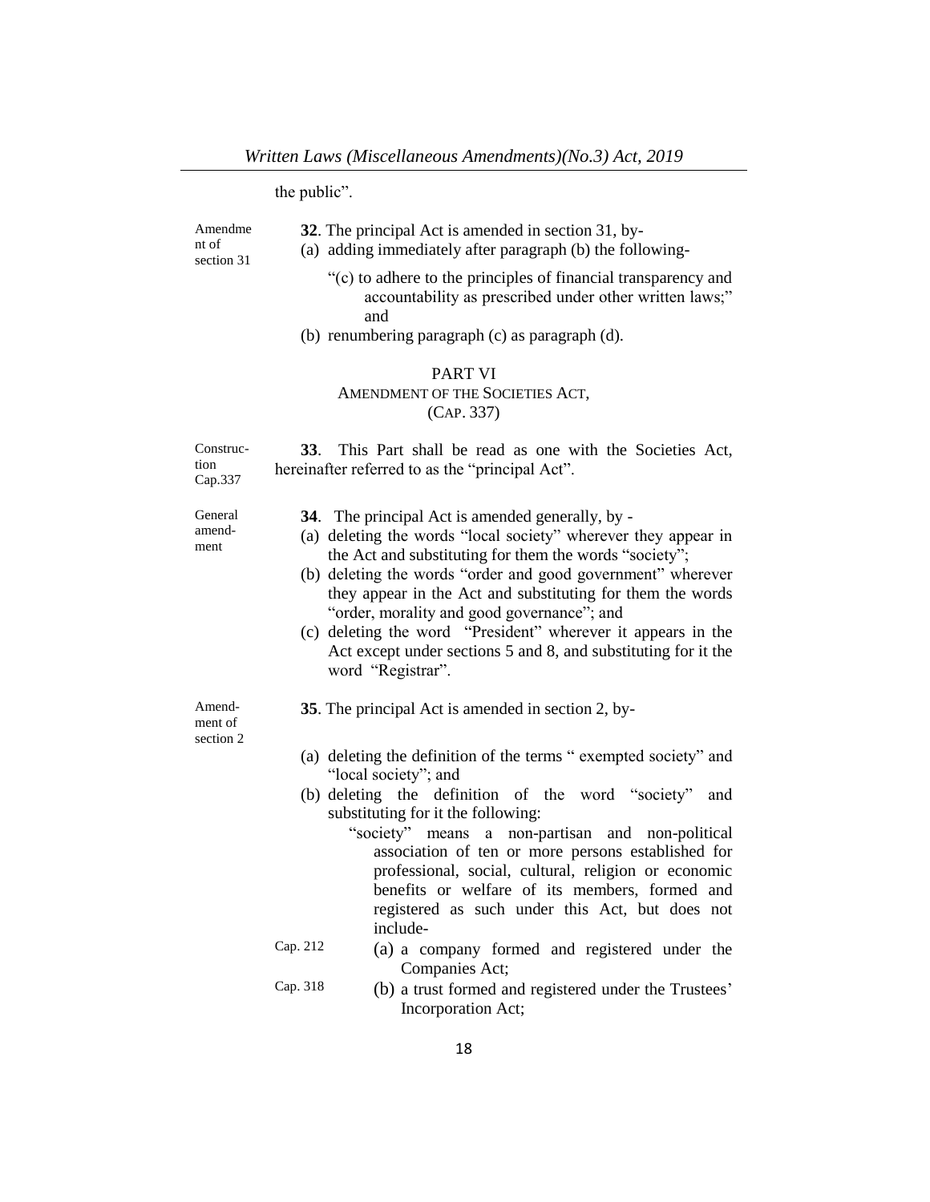the public".

Amendment of section 31

**32**. The principal Act is amended in section 31, by-

(a) adding immediately after paragraph (b) the following-

"(c) to adhere to the principles of financial transparency and accountability as prescribed under other written laws;" and

(b) renumbering paragraph (c) as paragraph (d).

## PART VI
## AMENDMENT OF THE SOCIETIES ACT, (CAP. 337)

Construction Cap.337

**33**. This Part shall be read as one with the Societies Act, hereinafter referred to as the "principal Act".

General amendment

**34**. The principal Act is amended generally, by -

(a) deleting the words "local society" wherever they appear in the Act and substituting for them the words "society";

(b) deleting the words "order and good government" wherever they appear in the Act and substituting for them the words "order, morality and good governance"; and

(c) deleting the word "President" wherever it appears in the Act except under sections 5 and 8, and substituting for it the word "Registrar".

Amendment of section 2

**35**. The principal Act is amended in section 2, by-

(a) deleting the definition of the terms " exempted society" and "local society"; and

(b) deleting the definition of the word "society" and substituting for it the following:

"society" means a non-partisan and non-political association of ten or more persons established for professional, social, cultural, religion or economic benefits or welfare of its members, formed and registered as such under this Act, but does not include-

Cap. 212 (a) a company formed and registered under the Companies Act;

Cap. 318 (b) a trust formed and registered under the Trustees' Incorporation Act;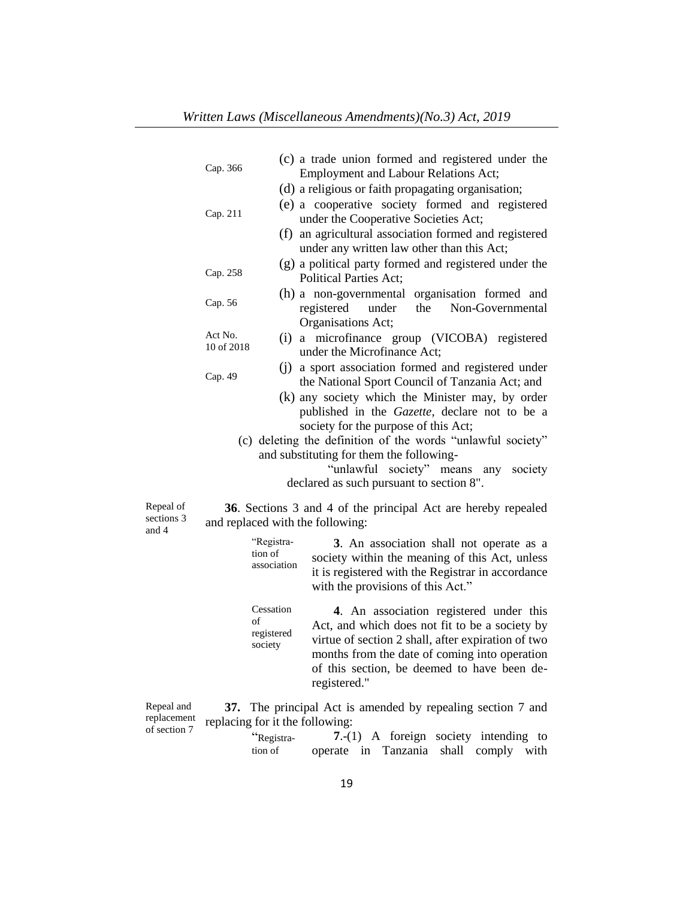Cap. 366

(c) a trade union formed and registered under the Employment and Labour Relations Act;

(d) a religious or faith propagating organisation;

Cap. 211

(e) a cooperative society formed and registered under the Cooperative Societies Act;

(f) an agricultural association formed and registered under any written law other than this Act;

Cap. 258

(g) a political party formed and registered under the Political Parties Act;

Cap. 56

(h) a non-governmental organisation formed and registered under the Non-Governmental Organisations Act;

Act No. 10 of 2018

(i) a microfinance group (VICOBA) registered under the Microfinance Act;

Cap. 49

(j) a sport association formed and registered under the National Sport Council of Tanzania Act; and

(k) any society which the Minister may, by order published in the *Gazette*, declare not to be a society for the purpose of this Act;

(c) deleting the definition of the words "unlawful society" and substituting for them the following-

"unlawful society" means any society declared as such pursuant to section 8".

Repeal of sections 3 and 4

**36**. Sections 3 and 4 of the principal Act are hereby repealed and replaced with the following:

"Registration of association

**3**. An association shall not operate as a society within the meaning of this Act, unless it is registered with the Registrar in accordance with the provisions of this Act."

Cessation of registered society

**4**. An association registered under this Act, and which does not fit to be a society by virtue of section 2 shall, after expiration of two months from the date of coming into operation of this section, be deemed to have been de-registered."

Repeal and replacement of section 7

**37.** The principal Act is amended by repealing section 7 and replacing for it the following:

"Registration of

**7**.-(1) A foreign society intending to operate in Tanzania shall comply with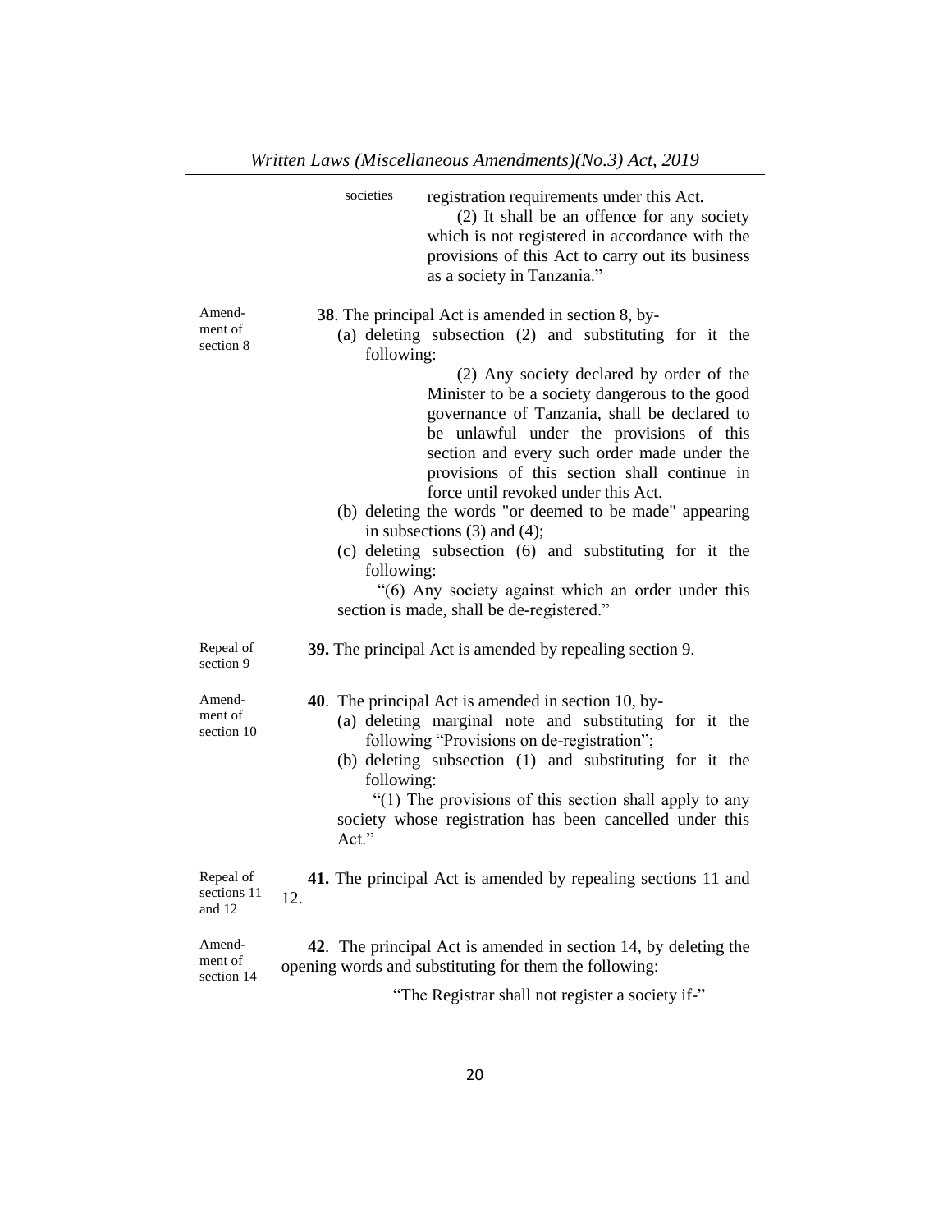societies registration requirements under this Act.

(2) It shall be an offence for any society which is not registered in accordance with the provisions of this Act to carry out its business as a society in Tanzania."

Amendment of section 8

**38**. The principal Act is amended in section 8, by-

(a) deleting subsection (2) and substituting for it the following:

(2) Any society declared by order of the Minister to be a society dangerous to the good governance of Tanzania, shall be declared to be unlawful under the provisions of this section and every such order made under the provisions of this section shall continue in force until revoked under this Act.

(b) deleting the words "or deemed to be made" appearing in subsections (3) and (4);

(c) deleting subsection (6) and substituting for it the following:

"(6) Any society against which an order under this section is made, shall be de-registered."

Repeal of section 9

**39.** The principal Act is amended by repealing section 9.

Amendment of section 10

**40**. The principal Act is amended in section 10, by-

(a) deleting marginal note and substituting for it the following "Provisions on de-registration";

(b) deleting subsection (1) and substituting for it the following:

"(1) The provisions of this section shall apply to any society whose registration has been cancelled under this Act."

Repeal of sections 11 and 12

**41.** The principal Act is amended by repealing sections 11 and 12.

Amendment of section 14

**42**. The principal Act is amended in section 14, by deleting the opening words and substituting for them the following:

"The Registrar shall not register a society if-"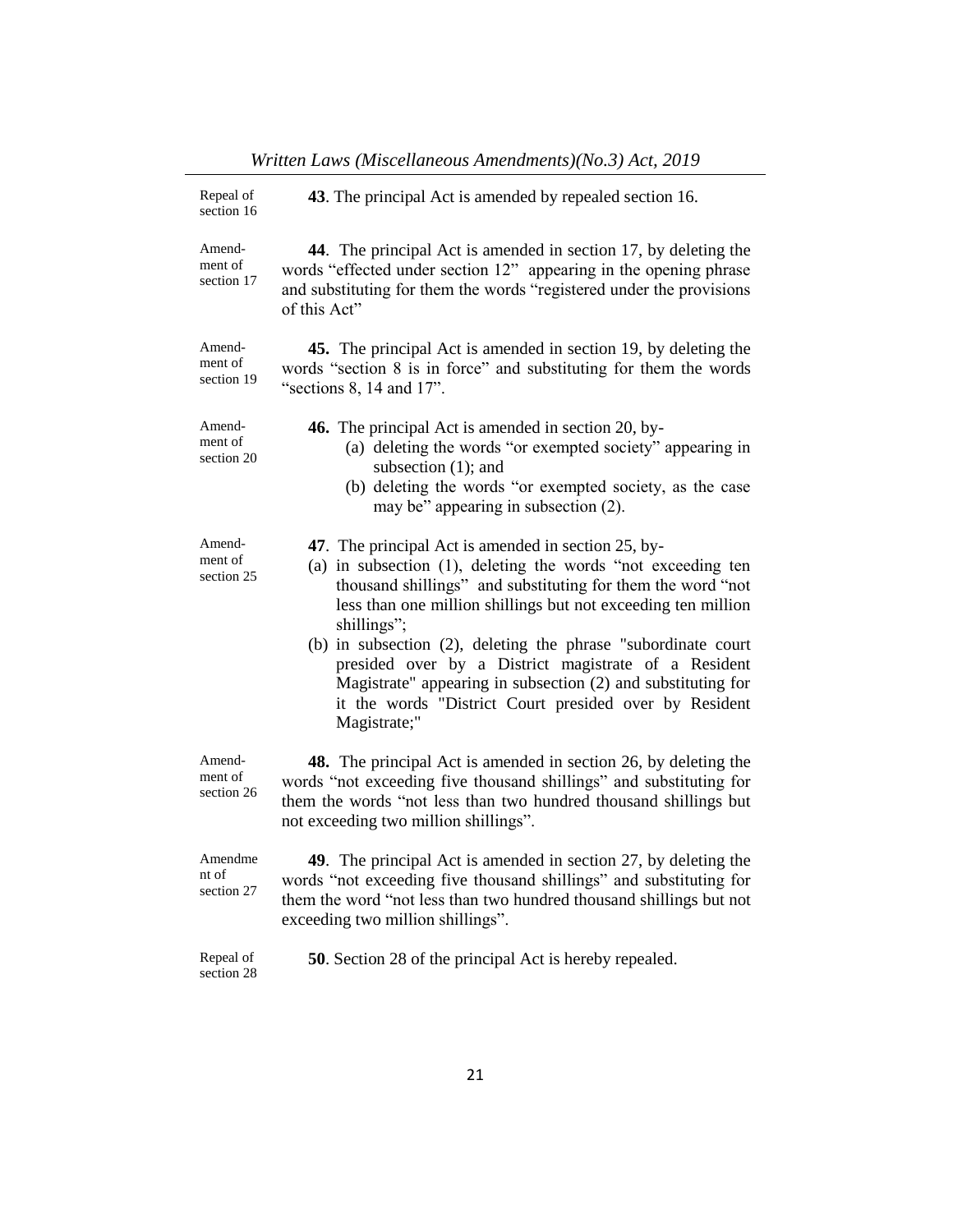Repeal of section 16

**43**. The principal Act is amended by repealed section 16.

Amendment of section 17

**44**. The principal Act is amended in section 17, by deleting the words "effected under section 12" appearing in the opening phrase and substituting for them the words "registered under the provisions of this Act"

Amendment of section 19

**45.** The principal Act is amended in section 19, by deleting the words "section 8 is in force" and substituting for them the words "sections 8, 14 and 17".

Amendment of section 20

**46.** The principal Act is amended in section 20, by-

(a) deleting the words "or exempted society" appearing in subsection (1); and

(b) deleting the words "or exempted society, as the case may be" appearing in subsection (2).

Amendment of section 25

**47**. The principal Act is amended in section 25, by-

(a) in subsection (1), deleting the words "not exceeding ten thousand shillings" and substituting for them the word "not less than one million shillings but not exceeding ten million shillings";

(b) in subsection (2), deleting the phrase "subordinate court presided over by a District magistrate of a Resident Magistrate" appearing in subsection (2) and substituting for it the words "District Court presided over by Resident Magistrate;"

Amendment of section 26

**48.** The principal Act is amended in section 26, by deleting the words "not exceeding five thousand shillings" and substituting for them the words "not less than two hundred thousand shillings but not exceeding two million shillings".

Amendment of section 27

**49**. The principal Act is amended in section 27, by deleting the words "not exceeding five thousand shillings" and substituting for them the word "not less than two hundred thousand shillings but not exceeding two million shillings".

Repeal of section 28

**50**. Section 28 of the principal Act is hereby repealed.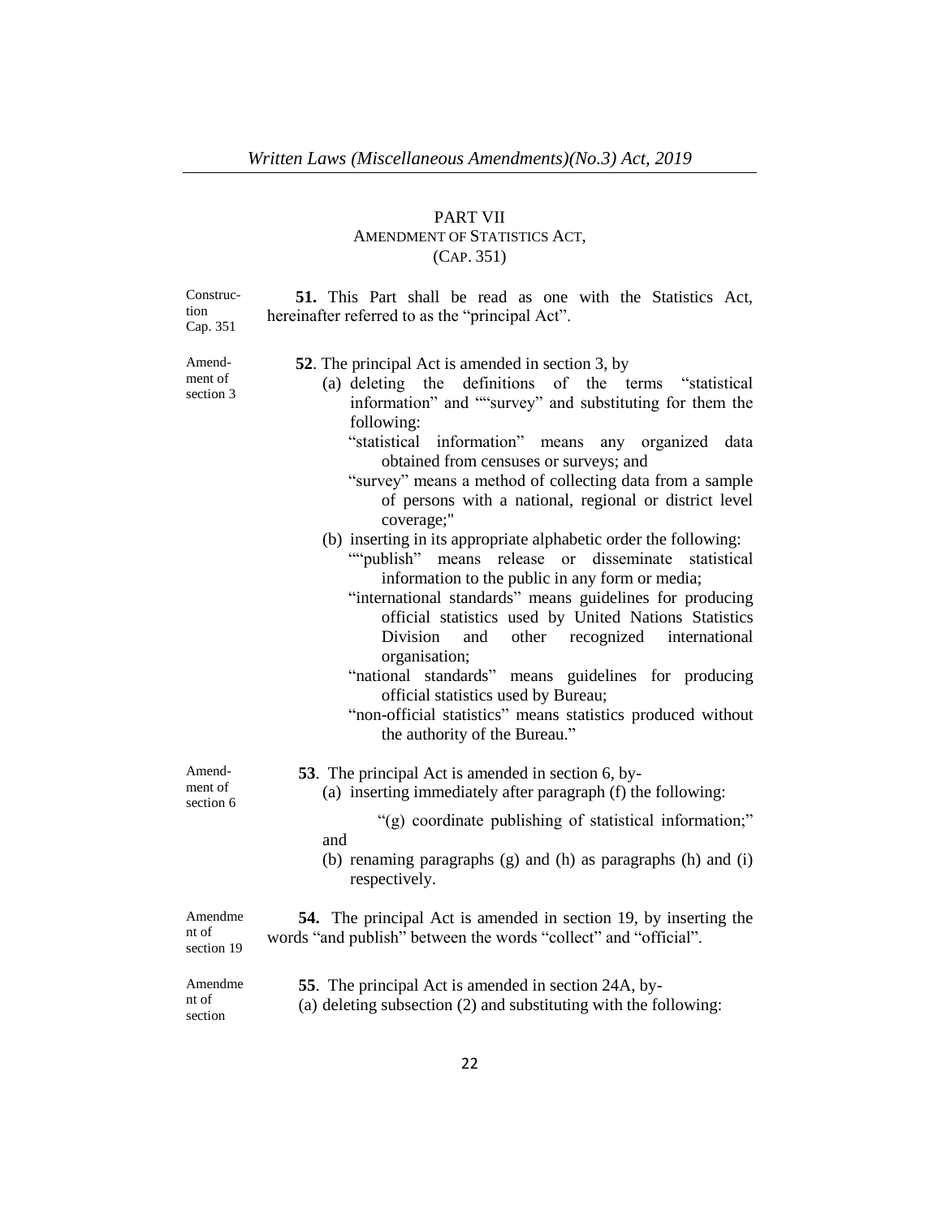## PART VII
### AMENDMENT OF STATISTICS ACT, (CAP. 351)

Construction Cap. 351

**51.** This Part shall be read as one with the Statistics Act, hereinafter referred to as the "principal Act".

Amendment of section 3

**52**. The principal Act is amended in section 3, by

(a) deleting the definitions of the terms "statistical information" and ""survey" and substituting for them the following:

"statistical information" means any organized data obtained from censuses or surveys; and

"survey" means a method of collecting data from a sample of persons with a national, regional or district level coverage;"

(b) inserting in its appropriate alphabetic order the following:

""publish" means release or disseminate statistical information to the public in any form or media;

"international standards" means guidelines for producing official statistics used by United Nations Statistics Division and other recognized international organisation;

"national standards" means guidelines for producing official statistics used by Bureau;

"non-official statistics" means statistics produced without the authority of the Bureau."

Amendment of section 6

**53**. The principal Act is amended in section 6, by-

(a) inserting immediately after paragraph (f) the following:

"(g) coordinate publishing of statistical information;" and

(b) renaming paragraphs (g) and (h) as paragraphs (h) and (i) respectively.

Amendment of section 19

**54.** The principal Act is amended in section 19, by inserting the words "and publish" between the words "collect" and "official".

Amendment of section

**55**. The principal Act is amended in section 24A, by-

(a) deleting subsection (2) and substituting with the following: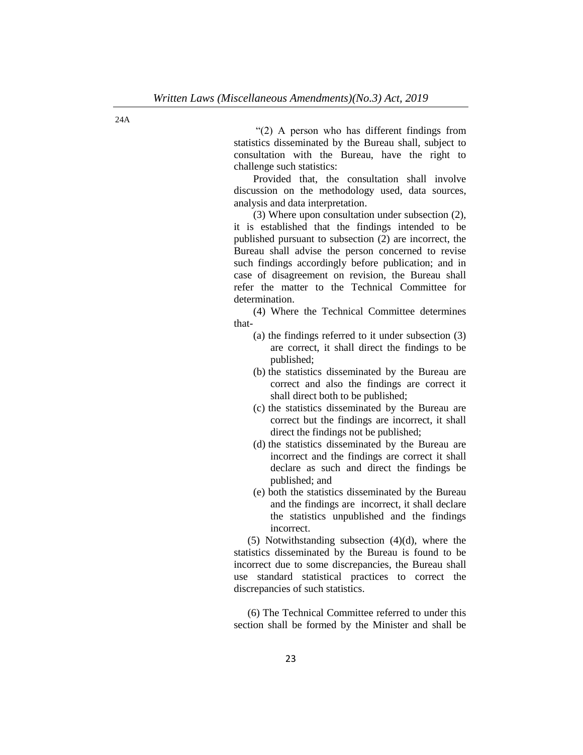24A

"(2) A person who has different findings from statistics disseminated by the Bureau shall, subject to consultation with the Bureau, have the right to challenge such statistics:

Provided that, the consultation shall involve discussion on the methodology used, data sources, analysis and data interpretation.

(3) Where upon consultation under subsection (2), it is established that the findings intended to be published pursuant to subsection (2) are incorrect, the Bureau shall advise the person concerned to revise such findings accordingly before publication; and in case of disagreement on revision, the Bureau shall refer the matter to the Technical Committee for determination.

(4) Where the Technical Committee determines that-

- (a) the findings referred to it under subsection (3) are correct, it shall direct the findings to be published;
- (b) the statistics disseminated by the Bureau are correct and also the findings are correct it shall direct both to be published;
- (c) the statistics disseminated by the Bureau are correct but the findings are incorrect, it shall direct the findings not be published;
- (d) the statistics disseminated by the Bureau are incorrect and the findings are correct it shall declare as such and direct the findings be published; and
- (e) both the statistics disseminated by the Bureau and the findings are incorrect, it shall declare the statistics unpublished and the findings incorrect.

(5) Notwithstanding subsection (4)(d), where the statistics disseminated by the Bureau is found to be incorrect due to some discrepancies, the Bureau shall use standard statistical practices to correct the discrepancies of such statistics.

(6) The Technical Committee referred to under this section shall be formed by the Minister and shall be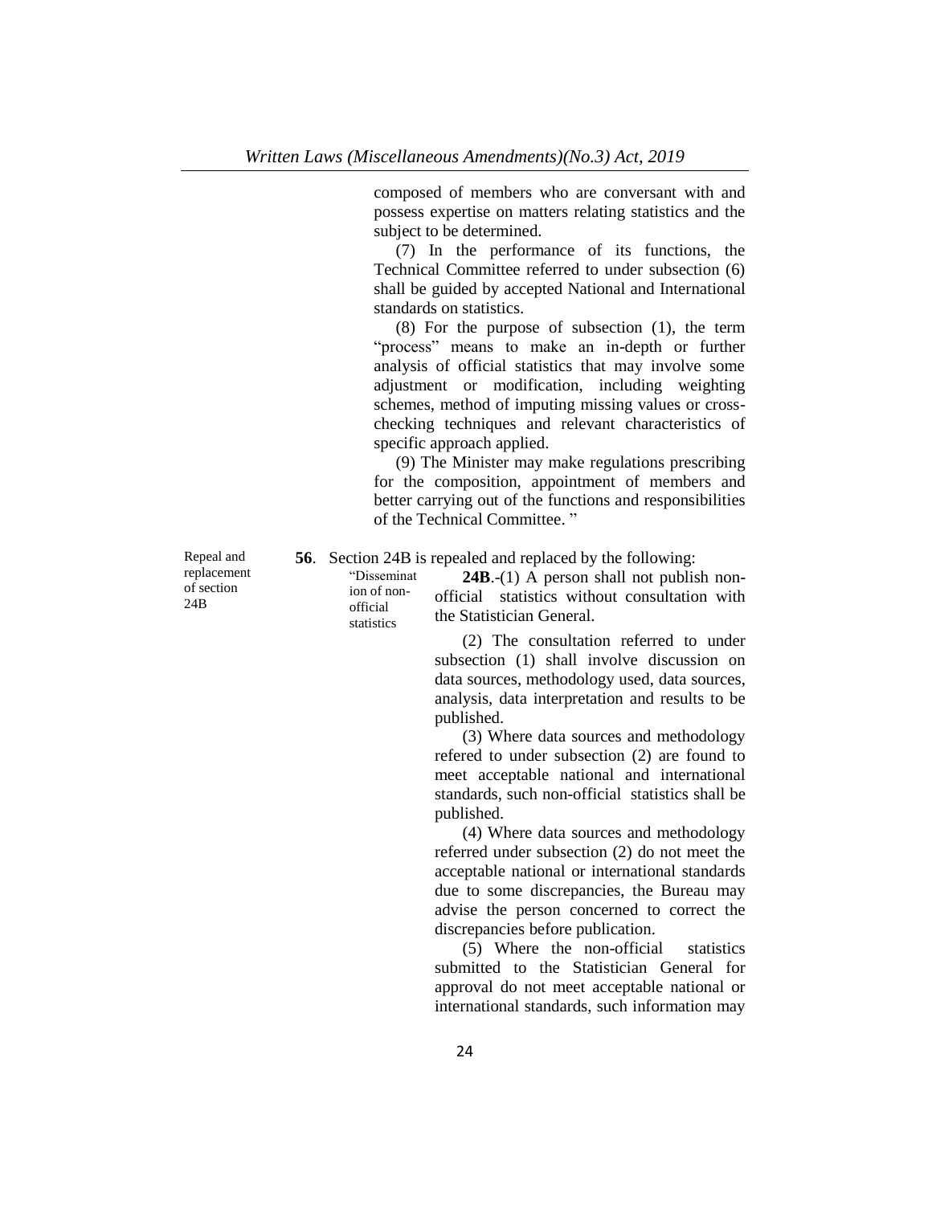composed of members who are conversant with and possess expertise on matters relating statistics and the subject to be determined.

(7) In the performance of its functions, the Technical Committee referred to under subsection (6) shall be guided by accepted National and International standards on statistics.

(8) For the purpose of subsection (1), the term "process" means to make an in-depth or further analysis of official statistics that may involve some adjustment or modification, including weighting schemes, method of imputing missing values or cross-checking techniques and relevant characteristics of specific approach applied.

(9) The Minister may make regulations prescribing for the composition, appointment of members and better carrying out of the functions and responsibilities of the Technical Committee. "

Repeal and replacement of section 24B

**56**. Section 24B is repealed and replaced by the following:

"Dissemination of non-official statistics

**24B**.-(1) A person shall not publish non-official statistics without consultation with the Statistician General.

(2) The consultation referred to under subsection (1) shall involve discussion on data sources, methodology used, data sources, analysis, data interpretation and results to be published.

(3) Where data sources and methodology refered to under subsection (2) are found to meet acceptable national and international standards, such non-official statistics shall be published.

(4) Where data sources and methodology referred under subsection (2) do not meet the acceptable national or international standards due to some discrepancies, the Bureau may advise the person concerned to correct the discrepancies before publication.

(5) Where the non-official statistics submitted to the Statistician General for approval do not meet acceptable national or international standards, such information may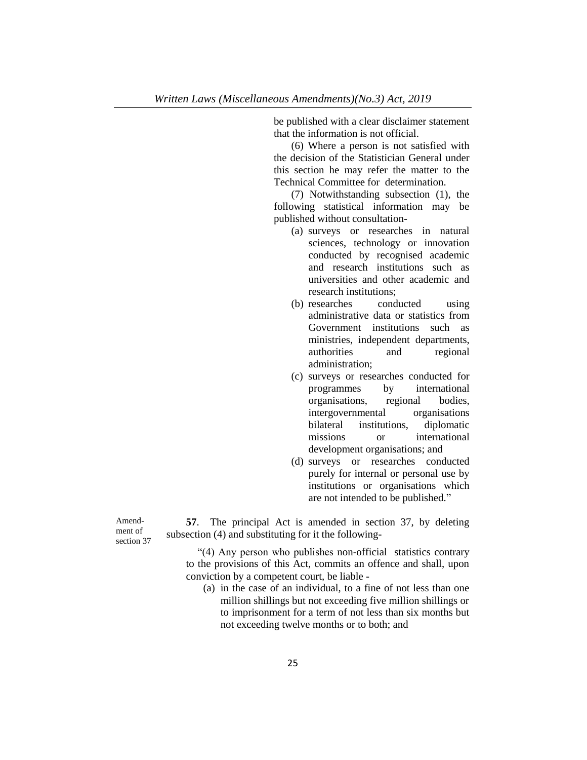be published with a clear disclaimer statement that the information is not official.

(6) Where a person is not satisfied with the decision of the Statistician General under this section he may refer the matter to the Technical Committee for determination.

(7) Notwithstanding subsection (1), the following statistical information may be published without consultation-

(a) surveys or researches in natural sciences, technology or innovation conducted by recognised academic and research institutions such as universities and other academic and research institutions;

(b) researches conducted using administrative data or statistics from Government institutions such as ministries, independent departments, authorities and regional administration;

(c) surveys or researches conducted for programmes by international organisations, regional bodies, intergovernmental organisations bilateral institutions, diplomatic missions or international development organisations; and

(d) surveys or researches conducted purely for internal or personal use by institutions or organisations which are not intended to be published."

Amendment of section 37

**57**. The principal Act is amended in section 37, by deleting subsection (4) and substituting for it the following-

"(4) Any person who publishes non-official statistics contrary to the provisions of this Act, commits an offence and shall, upon conviction by a competent court, be liable -

(a) in the case of an individual, to a fine of not less than one million shillings but not exceeding five million shillings or to imprisonment for a term of not less than six months but not exceeding twelve months or to both; and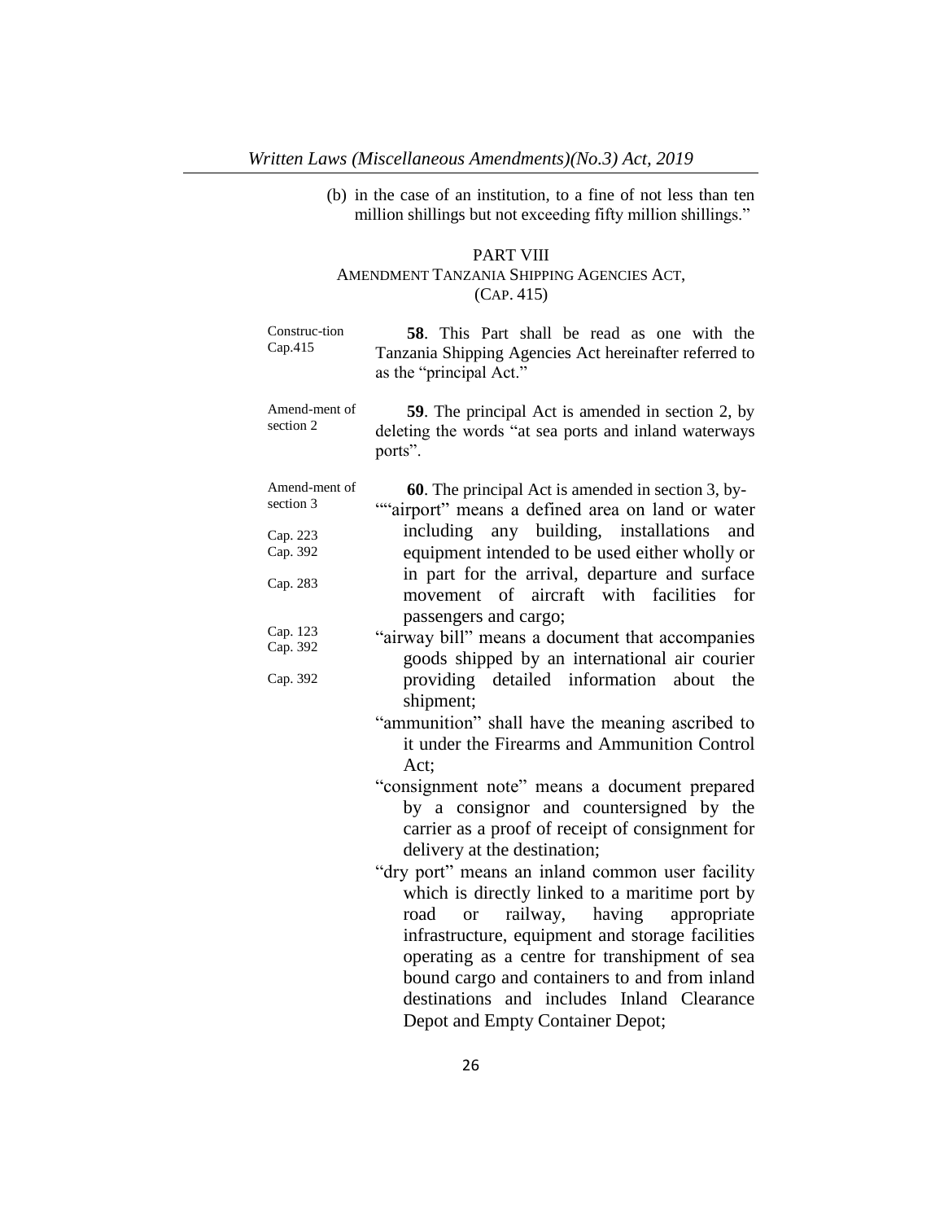(b) in the case of an institution, to a fine of not less than ten million shillings but not exceeding fifty million shillings."

## PART VIII
## AMENDMENT TANZANIA SHIPPING AGENCIES ACT, (CAP. 415)

Construc-tion Cap.415

**58**. This Part shall be read as one with the Tanzania Shipping Agencies Act hereinafter referred to as the "principal Act."

Amend-ment of section 2

**59**. The principal Act is amended in section 2, by deleting the words "at sea ports and inland waterways ports".

Amend-ment of section 3

Cap. 223
Cap. 392
Cap. 283
Cap. 123
Cap. 392
Cap. 392

**60**. The principal Act is amended in section 3, by-

""airport" means a defined area on land or water including any building, installations and equipment intended to be used either wholly or in part for the arrival, departure and surface movement of aircraft with facilities for passengers and cargo;

"airway bill" means a document that accompanies goods shipped by an international air courier providing detailed information about the shipment;

"ammunition" shall have the meaning ascribed to it under the Firearms and Ammunition Control Act;

"consignment note" means a document prepared by a consignor and countersigned by the carrier as a proof of receipt of consignment for delivery at the destination;

"dry port" means an inland common user facility which is directly linked to a maritime port by road or railway, having appropriate infrastructure, equipment and storage facilities operating as a centre for transhipment of sea bound cargo and containers to and from inland destinations and includes Inland Clearance Depot and Empty Container Depot;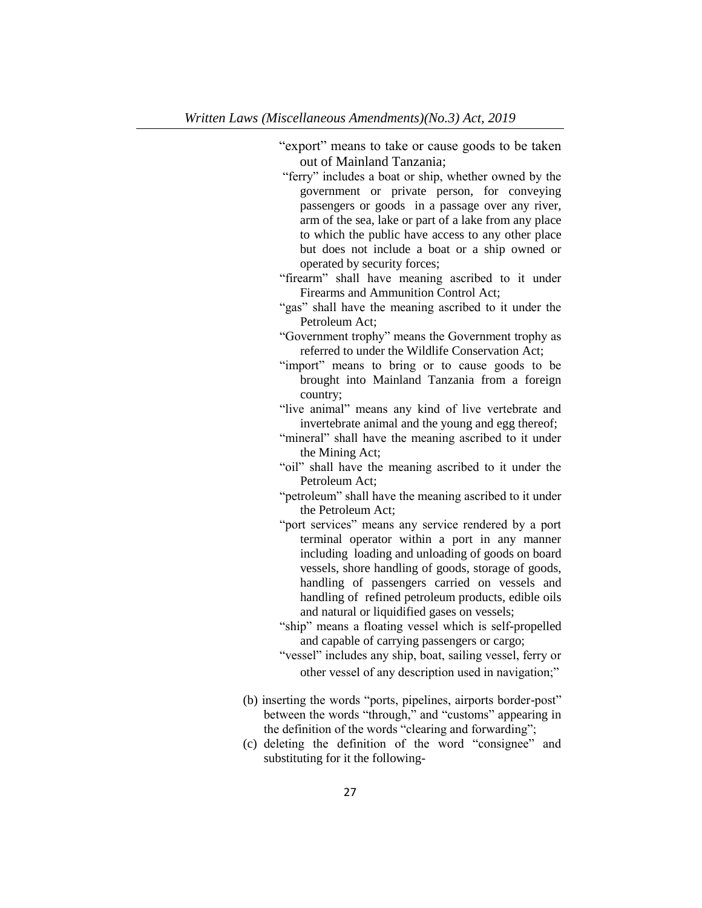"export" means to take or cause goods to be taken out of Mainland Tanzania;

"ferry" includes a boat or ship, whether owned by the government or private person, for conveying passengers or goods in a passage over any river, arm of the sea, lake or part of a lake from any place to which the public have access to any other place but does not include a boat or a ship owned or operated by security forces;

"firearm" shall have meaning ascribed to it under Firearms and Ammunition Control Act;

"gas" shall have the meaning ascribed to it under the Petroleum Act;

"Government trophy" means the Government trophy as referred to under the Wildlife Conservation Act;

"import" means to bring or to cause goods to be brought into Mainland Tanzania from a foreign country;

"live animal" means any kind of live vertebrate and invertebrate animal and the young and egg thereof;

"mineral" shall have the meaning ascribed to it under the Mining Act;

"oil" shall have the meaning ascribed to it under the Petroleum Act;

"petroleum" shall have the meaning ascribed to it under the Petroleum Act;

"port services" means any service rendered by a port terminal operator within a port in any manner including loading and unloading of goods on board vessels, shore handling of goods, storage of goods, handling of passengers carried on vessels and handling of refined petroleum products, edible oils and natural or liquidified gases on vessels;

"ship" means a floating vessel which is self-propelled and capable of carrying passengers or cargo;

"vessel" includes any ship, boat, sailing vessel, ferry or other vessel of any description used in navigation;"

(b) inserting the words "ports, pipelines, airports border-post" between the words "through," and "customs" appearing in the definition of the words "clearing and forwarding";

(c) deleting the definition of the word "consignee" and substituting for it the following-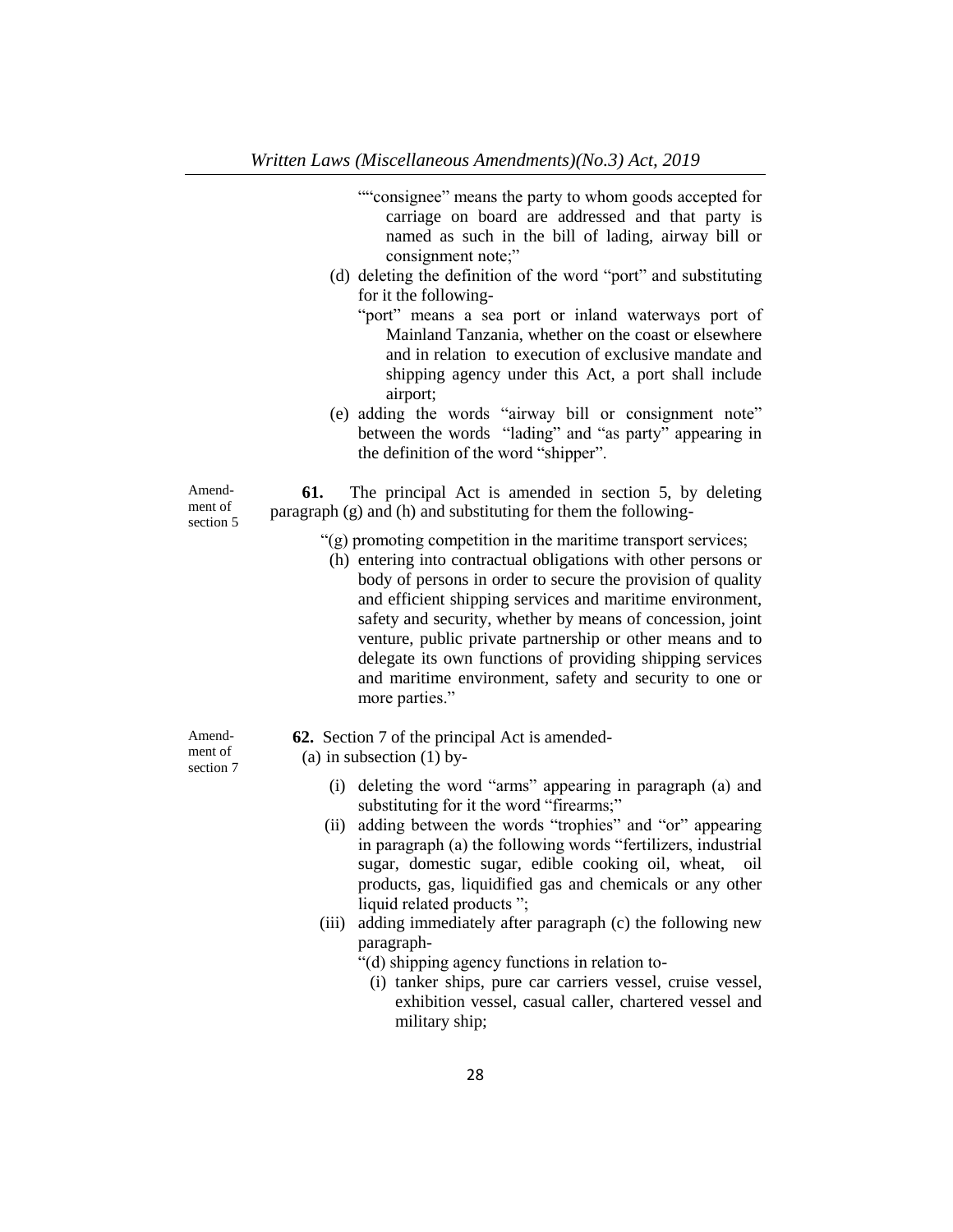""consignee" means the party to whom goods accepted for carriage on board are addressed and that party is named as such in the bill of lading, airway bill or consignment note;"

(d) deleting the definition of the word "port" and substituting for it the following-

"port" means a sea port or inland waterways port of Mainland Tanzania, whether on the coast or elsewhere and in relation to execution of exclusive mandate and shipping agency under this Act, a port shall include airport;

(e) adding the words "airway bill or consignment note" between the words "lading" and "as party" appearing in the definition of the word "shipper".

Amendment of section 5

**61.** The principal Act is amended in section 5, by deleting paragraph (g) and (h) and substituting for them the following-

"(g) promoting competition in the maritime transport services;

(h) entering into contractual obligations with other persons or body of persons in order to secure the provision of quality and efficient shipping services and maritime environment, safety and security, whether by means of concession, joint venture, public private partnership or other means and to delegate its own functions of providing shipping services and maritime environment, safety and security to one or more parties."

Amendment of section 7

**62.** Section 7 of the principal Act is amended-

(a) in subsection (1) by-

(i) deleting the word "arms" appearing in paragraph (a) and substituting for it the word "firearms;"

(ii) adding between the words "trophies" and "or" appearing in paragraph (a) the following words "fertilizers, industrial sugar, domestic sugar, edible cooking oil, wheat, oil products, gas, liquidified gas and chemicals or any other liquid related products ";

(iii) adding immediately after paragraph (c) the following new paragraph-

"(d) shipping agency functions in relation to-

(i) tanker ships, pure car carriers vessel, cruise vessel, exhibition vessel, casual caller, chartered vessel and military ship;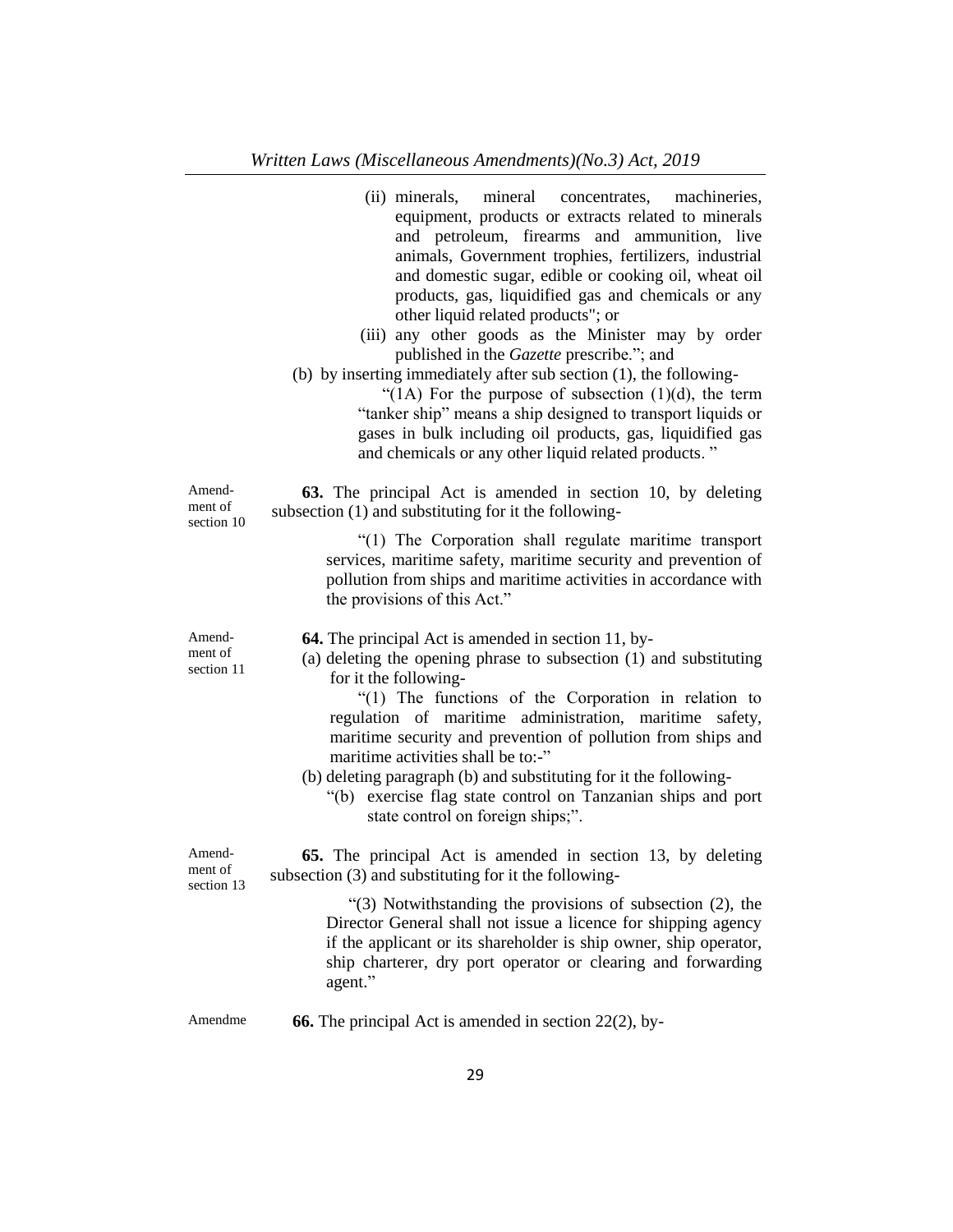(ii) minerals, mineral concentrates, machineries, equipment, products or extracts related to minerals and petroleum, firearms and ammunition, live animals, Government trophies, fertilizers, industrial and domestic sugar, edible or cooking oil, wheat oil products, gas, liquidified gas and chemicals or any other liquid related products"; or

(iii) any other goods as the Minister may by order published in the *Gazette* prescribe."; and

(b) by inserting immediately after sub section (1), the following-

"(1A) For the purpose of subsection (1)(d), the term "tanker ship" means a ship designed to transport liquids or gases in bulk including oil products, gas, liquidified gas and chemicals or any other liquid related products. "

Amendment of section 10

**63.** The principal Act is amended in section 10, by deleting subsection (1) and substituting for it the following-

"(1) The Corporation shall regulate maritime transport services, maritime safety, maritime security and prevention of pollution from ships and maritime activities in accordance with the provisions of this Act."

Amendment of section 11

**64.** The principal Act is amended in section 11, by-

(a) deleting the opening phrase to subsection (1) and substituting for it the following-

"(1) The functions of the Corporation in relation to regulation of maritime administration, maritime safety, maritime security and prevention of pollution from ships and maritime activities shall be to:-"

(b) deleting paragraph (b) and substituting for it the following-

"(b) exercise flag state control on Tanzanian ships and port state control on foreign ships;".

Amendment of section 13

**65.** The principal Act is amended in section 13, by deleting subsection (3) and substituting for it the following-

"(3) Notwithstanding the provisions of subsection (2), the Director General shall not issue a licence for shipping agency if the applicant or its shareholder is ship owner, ship operator, ship charterer, dry port operator or clearing and forwarding agent."

Amendme

**66.** The principal Act is amended in section 22(2), by-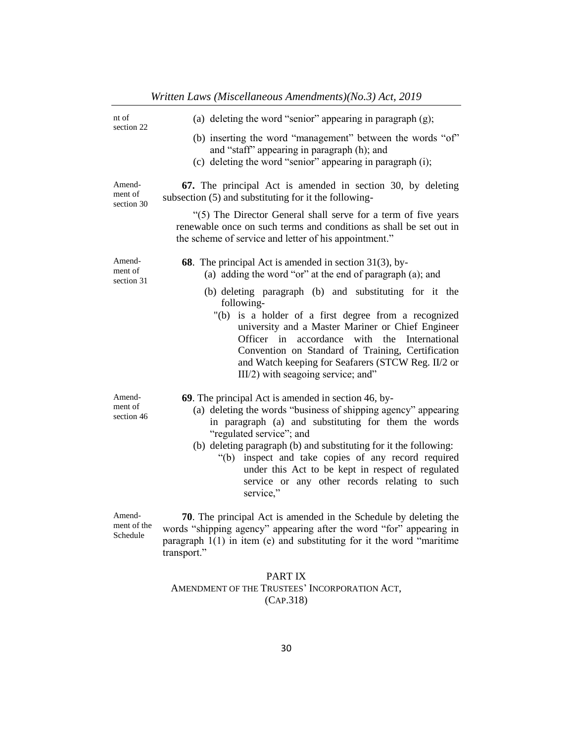nt of section 22

(a) deleting the word "senior" appearing in paragraph (g);

(b) inserting the word "management" between the words "of" and "staff" appearing in paragraph (h); and

(c) deleting the word "senior" appearing in paragraph (i);

Amendment of section 30

**67.** The principal Act is amended in section 30, by deleting subsection (5) and substituting for it the following-

"(5) The Director General shall serve for a term of five years renewable once on such terms and conditions as shall be set out in the scheme of service and letter of his appointment."

Amendment of section 31

**68**. The principal Act is amended in section 31(3), by-

(a) adding the word "or" at the end of paragraph (a); and

(b) deleting paragraph (b) and substituting for it the following-

"(b) is a holder of a first degree from a recognized university and a Master Mariner or Chief Engineer Officer in accordance with the International Convention on Standard of Training, Certification and Watch keeping for Seafarers (STCW Reg. II/2 or III/2) with seagoing service; and"

Amendment of section 46

**69**. The principal Act is amended in section 46, by-

(a) deleting the words "business of shipping agency" appearing in paragraph (a) and substituting for them the words "regulated service"; and

(b) deleting paragraph (b) and substituting for it the following:

"(b) inspect and take copies of any record required under this Act to be kept in respect of regulated service or any other records relating to such service,"

Amendment of the Schedule

**70**. The principal Act is amended in the Schedule by deleting the words "shipping agency" appearing after the word "for" appearing in paragraph 1(1) in item (e) and substituting for it the word "maritime transport."

## PART IX
## AMENDMENT OF THE TRUSTEES' INCORPORATION ACT, (CAP.318)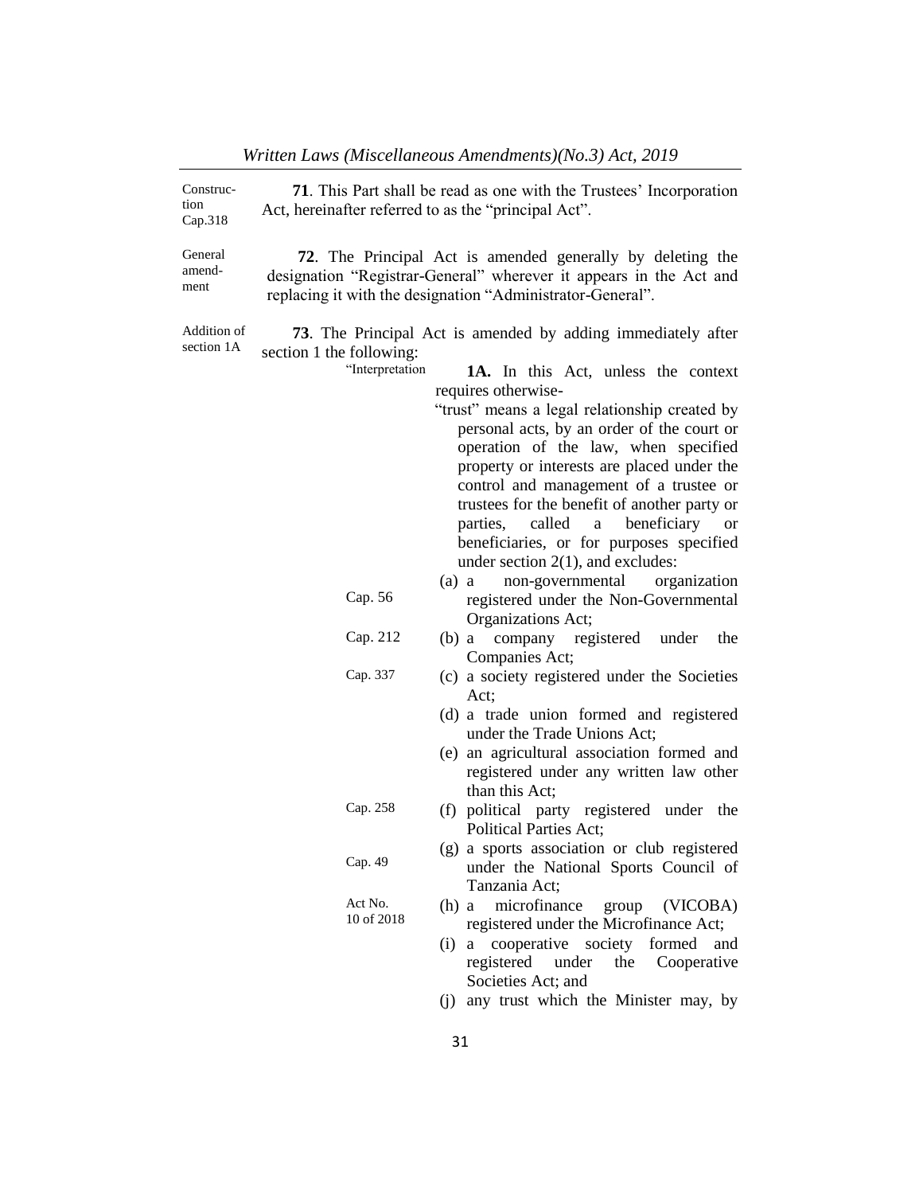Construction Cap.318

**71**. This Part shall be read as one with the Trustees' Incorporation Act, hereinafter referred to as the "principal Act".

General amendment

**72**. The Principal Act is amended generally by deleting the designation "Registrar-General" wherever it appears in the Act and replacing it with the designation "Administrator-General".

Addition of section 1A

**73**. The Principal Act is amended by adding immediately after section 1 the following:

"Interpretation

**1A.** In this Act, unless the context requires otherwise-

"trust" means a legal relationship created by personal acts, by an order of the court or operation of the law, when specified property or interests are placed under the control and management of a trustee or trustees for the benefit of another party or parties, called a beneficiary or beneficiaries, or for purposes specified under section 2(1), and excludes:

Cap. 56

(a) a non-governmental organization registered under the Non-Governmental Organizations Act;

Cap. 212

(b) a company registered under the Companies Act;

Cap. 337

(c) a society registered under the Societies Act;

(d) a trade union formed and registered under the Trade Unions Act;

(e) an agricultural association formed and registered under any written law other than this Act;

Cap. 258

(f) political party registered under the Political Parties Act;

Cap. 49

(g) a sports association or club registered under the National Sports Council of Tanzania Act;

Act No. 10 of 2018

(h) a microfinance group (VICOBA) registered under the Microfinance Act;

(i) a cooperative society formed and registered under the Cooperative Societies Act; and

(j) any trust which the Minister may, by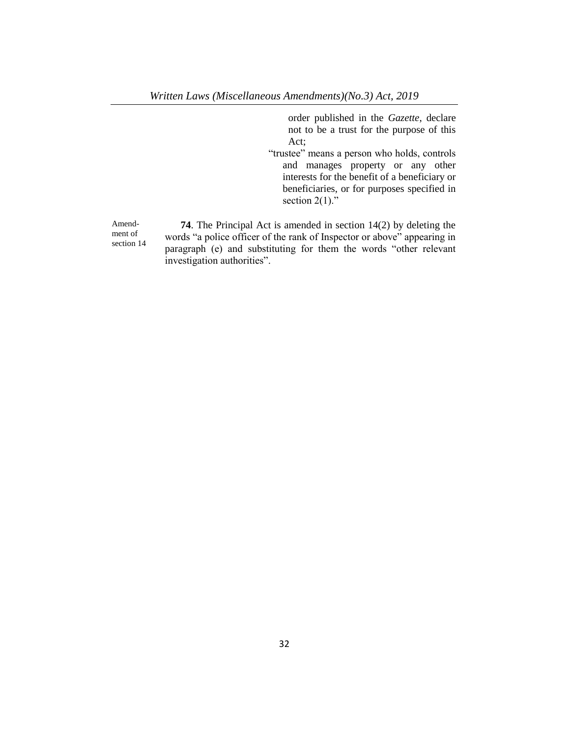order published in the *Gazette*, declare not to be a trust for the purpose of this Act;

"trustee" means a person who holds, controls and manages property or any other interests for the benefit of a beneficiary or beneficiaries, or for purposes specified in section 2(1)."

Amendment of section 14

**74**. The Principal Act is amended in section 14(2) by deleting the words "a police officer of the rank of Inspector or above" appearing in paragraph (e) and substituting for them the words "other relevant investigation authorities".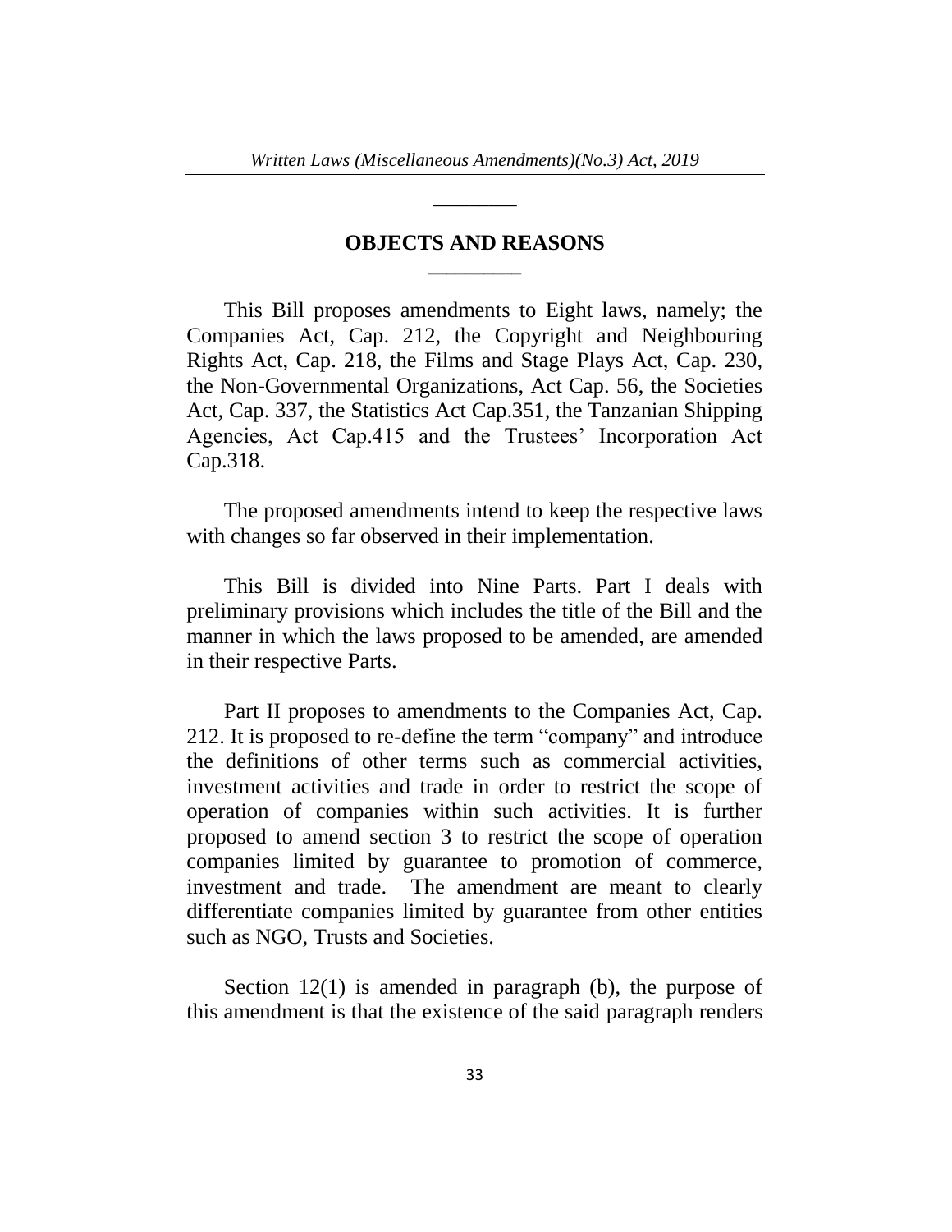## OBJECTS AND REASONS

This Bill proposes amendments to Eight laws, namely; the Companies Act, Cap. 212, the Copyright and Neighbouring Rights Act, Cap. 218, the Films and Stage Plays Act, Cap. 230, the Non-Governmental Organizations, Act Cap. 56, the Societies Act, Cap. 337, the Statistics Act Cap.351, the Tanzanian Shipping Agencies, Act Cap.415 and the Trustees' Incorporation Act Cap.318.

The proposed amendments intend to keep the respective laws with changes so far observed in their implementation.

This Bill is divided into Nine Parts. Part I deals with preliminary provisions which includes the title of the Bill and the manner in which the laws proposed to be amended, are amended in their respective Parts.

Part II proposes to amendments to the Companies Act, Cap. 212. It is proposed to re-define the term "company" and introduce the definitions of other terms such as commercial activities, investment activities and trade in order to restrict the scope of operation of companies within such activities. It is further proposed to amend section 3 to restrict the scope of operation companies limited by guarantee to promotion of commerce, investment and trade. The amendment are meant to clearly differentiate companies limited by guarantee from other entities such as NGO, Trusts and Societies.

Section 12(1) is amended in paragraph (b), the purpose of this amendment is that the existence of the said paragraph renders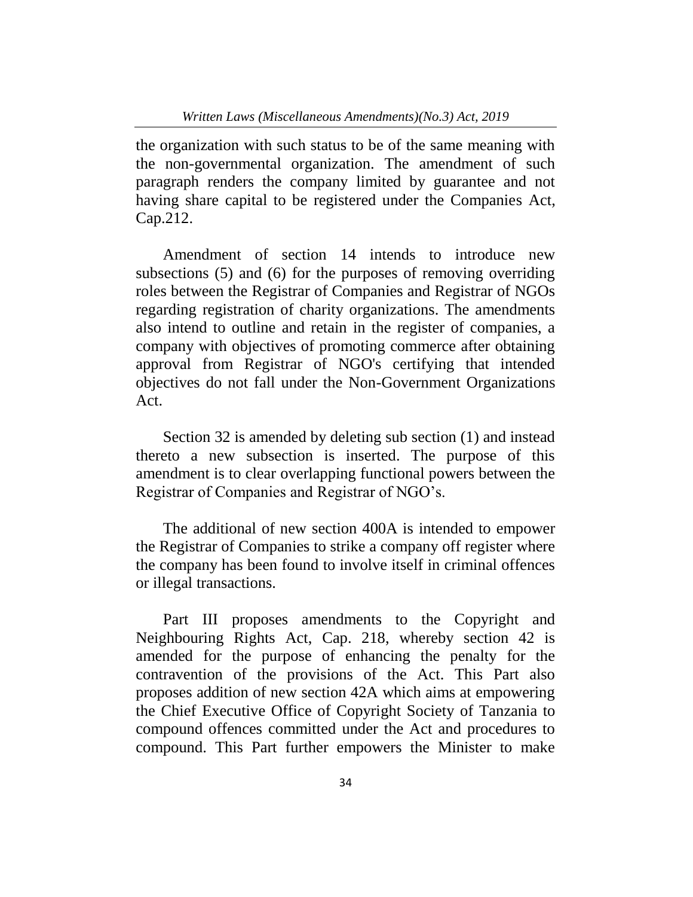the organization with such status to be of the same meaning with the non-governmental organization. The amendment of such paragraph renders the company limited by guarantee and not having share capital to be registered under the Companies Act, Cap.212.

Amendment of section 14 intends to introduce new subsections (5) and (6) for the purposes of removing overriding roles between the Registrar of Companies and Registrar of NGOs regarding registration of charity organizations. The amendments also intend to outline and retain in the register of companies, a company with objectives of promoting commerce after obtaining approval from Registrar of NGO's certifying that intended objectives do not fall under the Non-Government Organizations Act.

Section 32 is amended by deleting sub section (1) and instead thereto a new subsection is inserted. The purpose of this amendment is to clear overlapping functional powers between the Registrar of Companies and Registrar of NGO's.

The additional of new section 400A is intended to empower the Registrar of Companies to strike a company off register where the company has been found to involve itself in criminal offences or illegal transactions.

Part III proposes amendments to the Copyright and Neighbouring Rights Act, Cap. 218, whereby section 42 is amended for the purpose of enhancing the penalty for the contravention of the provisions of the Act. This Part also proposes addition of new section 42A which aims at empowering the Chief Executive Office of Copyright Society of Tanzania to compound offences committed under the Act and procedures to compound. This Part further empowers the Minister to make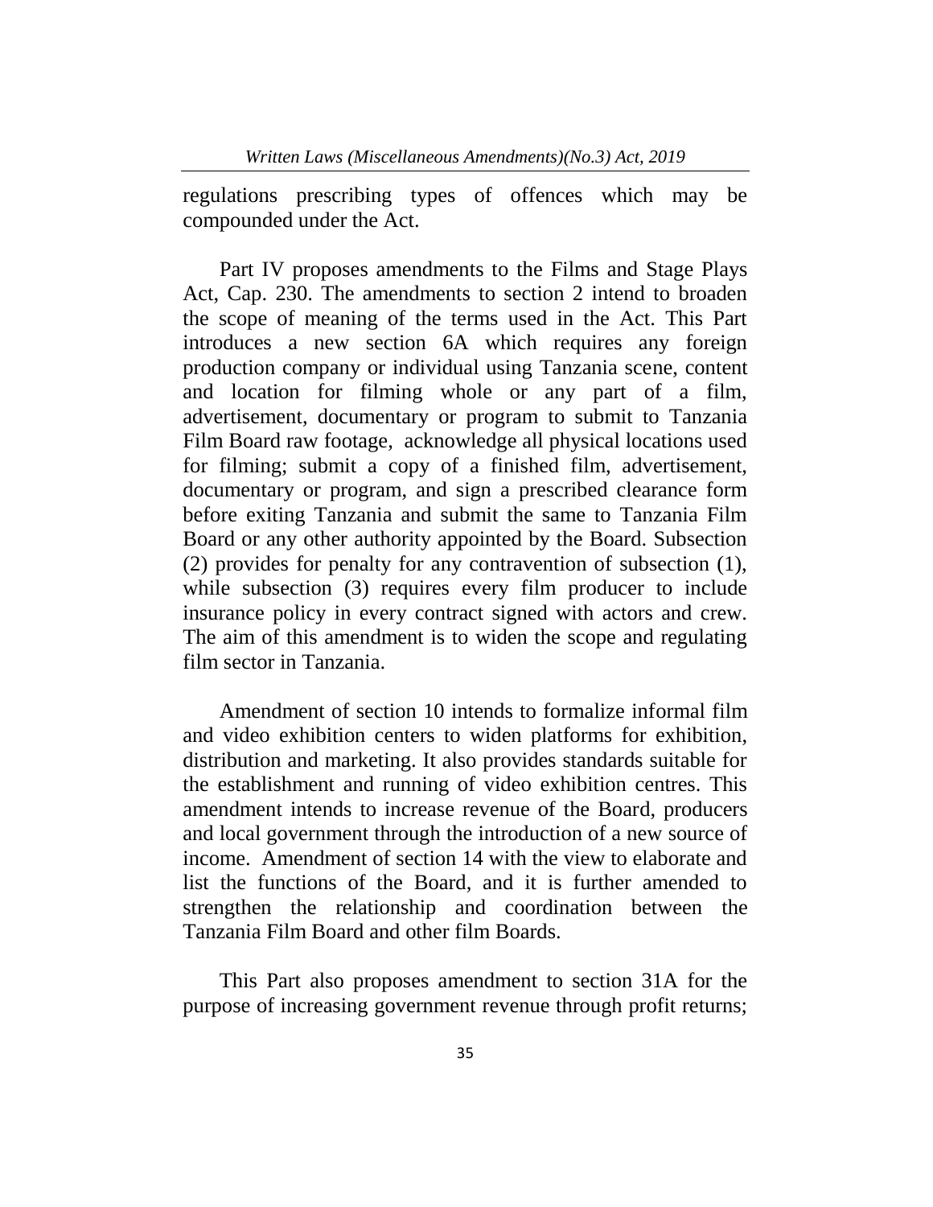regulations prescribing types of offences which may be compounded under the Act.

Part IV proposes amendments to the Films and Stage Plays Act, Cap. 230. The amendments to section 2 intend to broaden the scope of meaning of the terms used in the Act. This Part introduces a new section 6A which requires any foreign production company or individual using Tanzania scene, content and location for filming whole or any part of a film, advertisement, documentary or program to submit to Tanzania Film Board raw footage, acknowledge all physical locations used for filming; submit a copy of a finished film, advertisement, documentary or program, and sign a prescribed clearance form before exiting Tanzania and submit the same to Tanzania Film Board or any other authority appointed by the Board. Subsection (2) provides for penalty for any contravention of subsection (1), while subsection (3) requires every film producer to include insurance policy in every contract signed with actors and crew. The aim of this amendment is to widen the scope and regulating film sector in Tanzania.

Amendment of section 10 intends to formalize informal film and video exhibition centers to widen platforms for exhibition, distribution and marketing. It also provides standards suitable for the establishment and running of video exhibition centres. This amendment intends to increase revenue of the Board, producers and local government through the introduction of a new source of income. Amendment of section 14 with the view to elaborate and list the functions of the Board, and it is further amended to strengthen the relationship and coordination between the Tanzania Film Board and other film Boards.

This Part also proposes amendment to section 31A for the purpose of increasing government revenue through profit returns;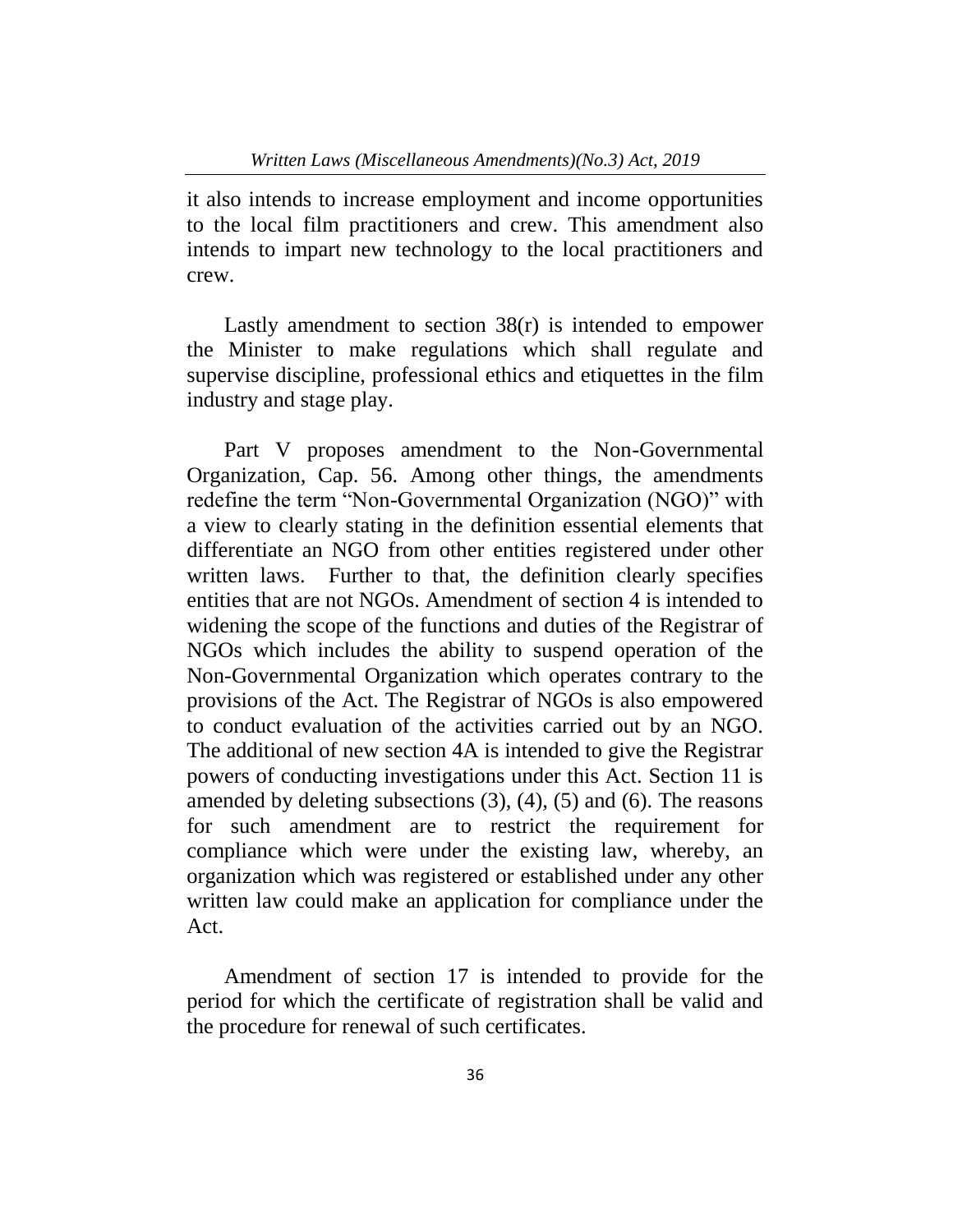it also intends to increase employment and income opportunities to the local film practitioners and crew. This amendment also intends to impart new technology to the local practitioners and crew.

Lastly amendment to section 38(r) is intended to empower the Minister to make regulations which shall regulate and supervise discipline, professional ethics and etiquettes in the film industry and stage play.

Part V proposes amendment to the Non-Governmental Organization, Cap. 56. Among other things, the amendments redefine the term "Non-Governmental Organization (NGO)" with a view to clearly stating in the definition essential elements that differentiate an NGO from other entities registered under other written laws. Further to that, the definition clearly specifies entities that are not NGOs. Amendment of section 4 is intended to widening the scope of the functions and duties of the Registrar of NGOs which includes the ability to suspend operation of the Non-Governmental Organization which operates contrary to the provisions of the Act. The Registrar of NGOs is also empowered to conduct evaluation of the activities carried out by an NGO. The additional of new section 4A is intended to give the Registrar powers of conducting investigations under this Act. Section 11 is amended by deleting subsections (3), (4), (5) and (6). The reasons for such amendment are to restrict the requirement for compliance which were under the existing law, whereby, an organization which was registered or established under any other written law could make an application for compliance under the Act.

Amendment of section 17 is intended to provide for the period for which the certificate of registration shall be valid and the procedure for renewal of such certificates.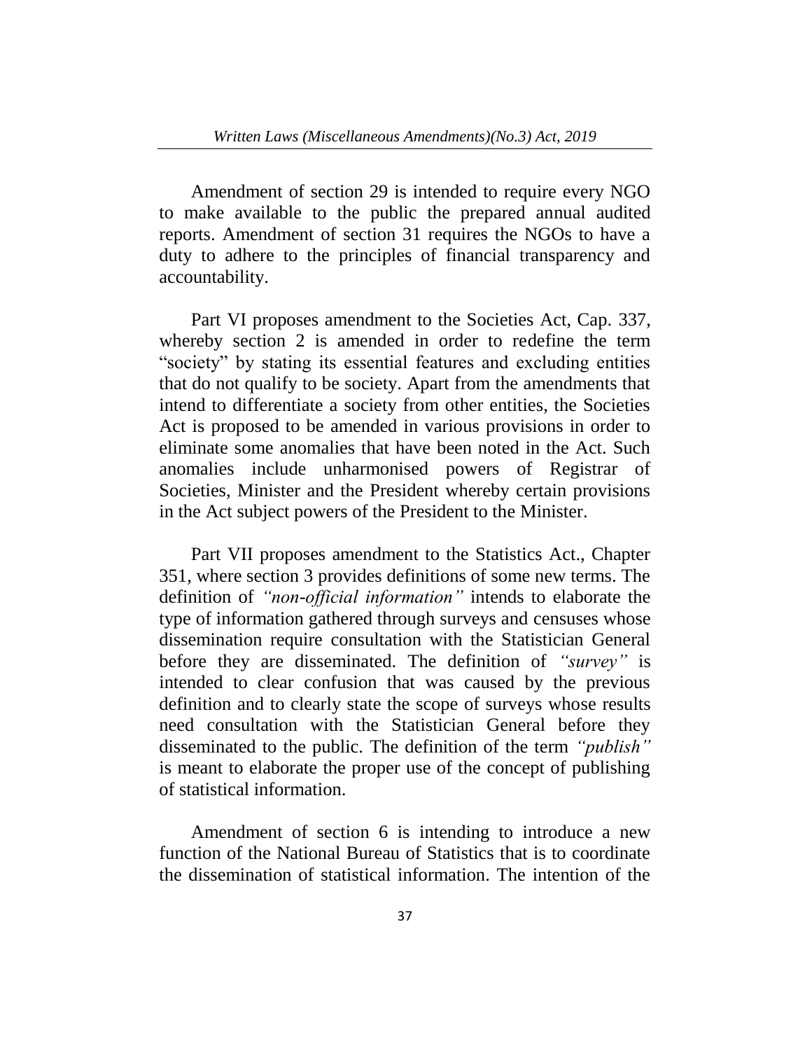Amendment of section 29 is intended to require every NGO to make available to the public the prepared annual audited reports. Amendment of section 31 requires the NGOs to have a duty to adhere to the principles of financial transparency and accountability.

Part VI proposes amendment to the Societies Act, Cap. 337, whereby section 2 is amended in order to redefine the term "society" by stating its essential features and excluding entities that do not qualify to be society. Apart from the amendments that intend to differentiate a society from other entities, the Societies Act is proposed to be amended in various provisions in order to eliminate some anomalies that have been noted in the Act. Such anomalies include unharmonised powers of Registrar of Societies, Minister and the President whereby certain provisions in the Act subject powers of the President to the Minister.

Part VII proposes amendment to the Statistics Act., Chapter 351, where section 3 provides definitions of some new terms. The definition of *"non-official information"* intends to elaborate the type of information gathered through surveys and censuses whose dissemination require consultation with the Statistician General before they are disseminated. The definition of *"survey"* is intended to clear confusion that was caused by the previous definition and to clearly state the scope of surveys whose results need consultation with the Statistician General before they disseminated to the public. The definition of the term *"publish"* is meant to elaborate the proper use of the concept of publishing of statistical information.

Amendment of section 6 is intending to introduce a new function of the National Bureau of Statistics that is to coordinate the dissemination of statistical information. The intention of the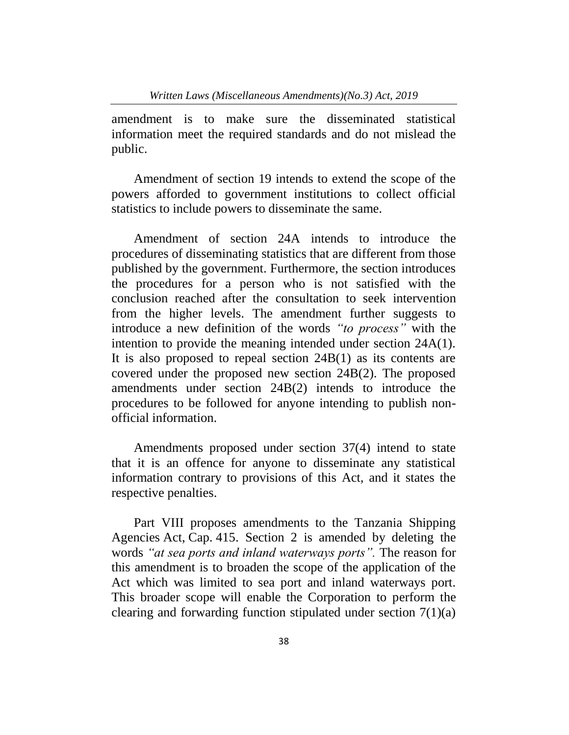amendment is to make sure the disseminated statistical information meet the required standards and do not mislead the public.

Amendment of section 19 intends to extend the scope of the powers afforded to government institutions to collect official statistics to include powers to disseminate the same.

Amendment of section 24A intends to introduce the procedures of disseminating statistics that are different from those published by the government. Furthermore, the section introduces the procedures for a person who is not satisfied with the conclusion reached after the consultation to seek intervention from the higher levels. The amendment further suggests to introduce a new definition of the words *"to process"* with the intention to provide the meaning intended under section 24A(1). It is also proposed to repeal section 24B(1) as its contents are covered under the proposed new section 24B(2). The proposed amendments under section 24B(2) intends to introduce the procedures to be followed for anyone intending to publish non-official information.

Amendments proposed under section 37(4) intend to state that it is an offence for anyone to disseminate any statistical information contrary to provisions of this Act, and it states the respective penalties.

Part VIII proposes amendments to the Tanzania Shipping Agencies Act, Cap. 415. Section 2 is amended by deleting the words *"at sea ports and inland waterways ports".* The reason for this amendment is to broaden the scope of the application of the Act which was limited to sea port and inland waterways port. This broader scope will enable the Corporation to perform the clearing and forwarding function stipulated under section 7(1)(a)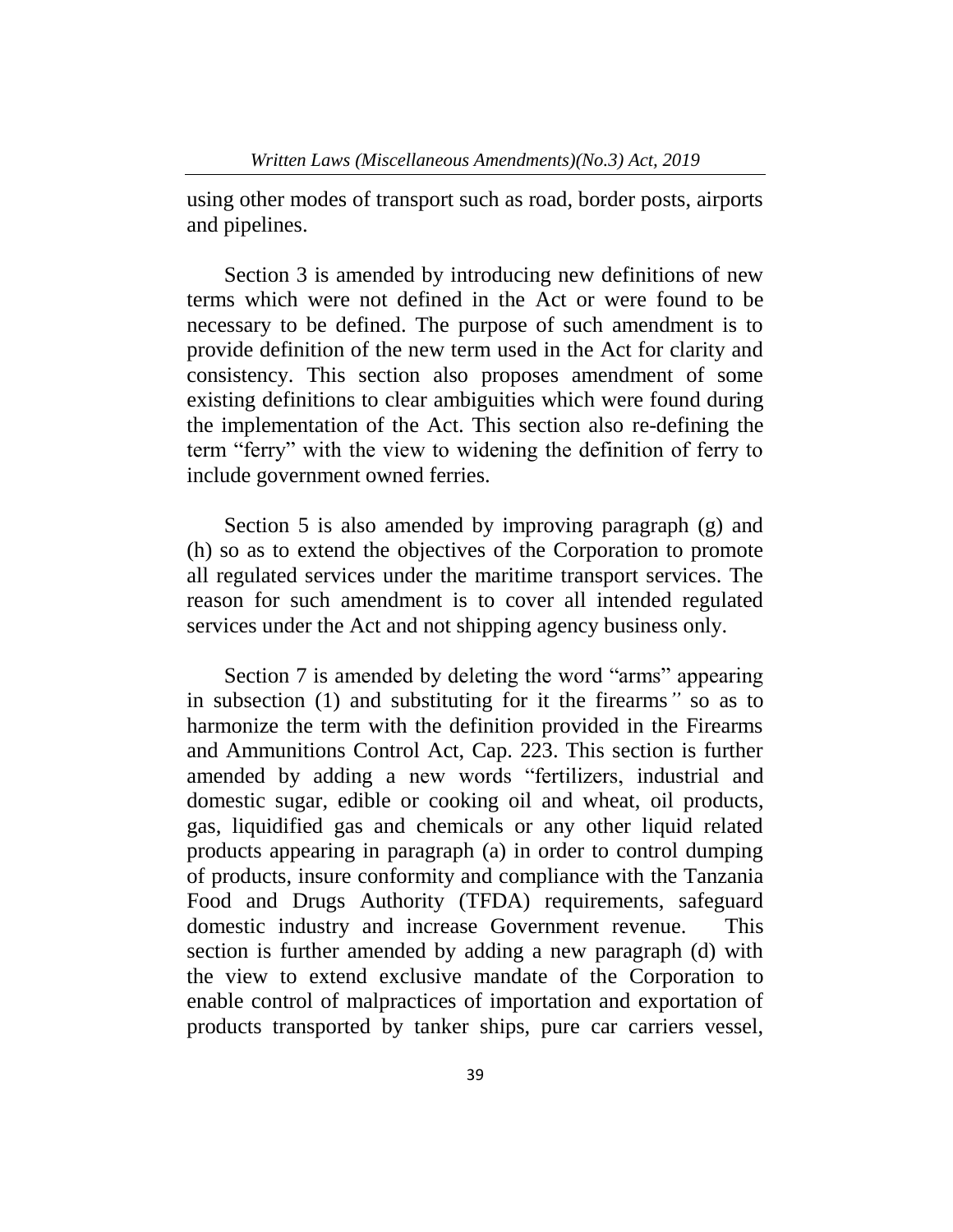using other modes of transport such as road, border posts, airports and pipelines.

Section 3 is amended by introducing new definitions of new terms which were not defined in the Act or were found to be necessary to be defined. The purpose of such amendment is to provide definition of the new term used in the Act for clarity and consistency. This section also proposes amendment of some existing definitions to clear ambiguities which were found during the implementation of the Act. This section also re-defining the term "ferry" with the view to widening the definition of ferry to include government owned ferries.

Section 5 is also amended by improving paragraph (g) and (h) so as to extend the objectives of the Corporation to promote all regulated services under the maritime transport services. The reason for such amendment is to cover all intended regulated services under the Act and not shipping agency business only.

Section 7 is amended by deleting the word "arms" appearing in subsection (1) and substituting for it the firearms*"* so as to harmonize the term with the definition provided in the Firearms and Ammunitions Control Act, Cap. 223. This section is further amended by adding a new words "fertilizers, industrial and domestic sugar, edible or cooking oil and wheat, oil products, gas, liquidified gas and chemicals or any other liquid related products appearing in paragraph (a) in order to control dumping of products, insure conformity and compliance with the Tanzania Food and Drugs Authority (TFDA) requirements, safeguard domestic industry and increase Government revenue. This section is further amended by adding a new paragraph (d) with the view to extend exclusive mandate of the Corporation to enable control of malpractices of importation and exportation of products transported by tanker ships, pure car carriers vessel,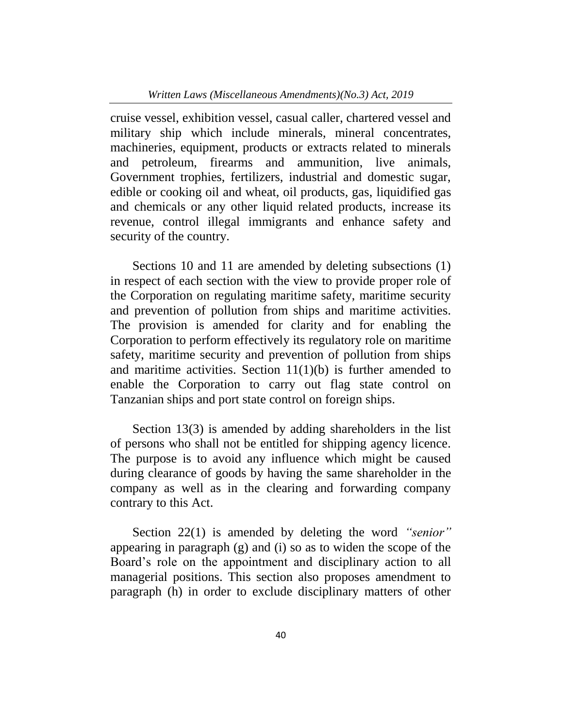cruise vessel, exhibition vessel, casual caller, chartered vessel and military ship which include minerals, mineral concentrates, machineries, equipment, products or extracts related to minerals and petroleum, firearms and ammunition, live animals, Government trophies, fertilizers, industrial and domestic sugar, edible or cooking oil and wheat, oil products, gas, liquidified gas and chemicals or any other liquid related products, increase its revenue, control illegal immigrants and enhance safety and security of the country.

Sections 10 and 11 are amended by deleting subsections (1) in respect of each section with the view to provide proper role of the Corporation on regulating maritime safety, maritime security and prevention of pollution from ships and maritime activities. The provision is amended for clarity and for enabling the Corporation to perform effectively its regulatory role on maritime safety, maritime security and prevention of pollution from ships and maritime activities. Section 11(1)(b) is further amended to enable the Corporation to carry out flag state control on Tanzanian ships and port state control on foreign ships.

Section 13(3) is amended by adding shareholders in the list of persons who shall not be entitled for shipping agency licence. The purpose is to avoid any influence which might be caused during clearance of goods by having the same shareholder in the company as well as in the clearing and forwarding company contrary to this Act.

Section 22(1) is amended by deleting the word *"senior"* appearing in paragraph (g) and (i) so as to widen the scope of the Board's role on the appointment and disciplinary action to all managerial positions. This section also proposes amendment to paragraph (h) in order to exclude disciplinary matters of other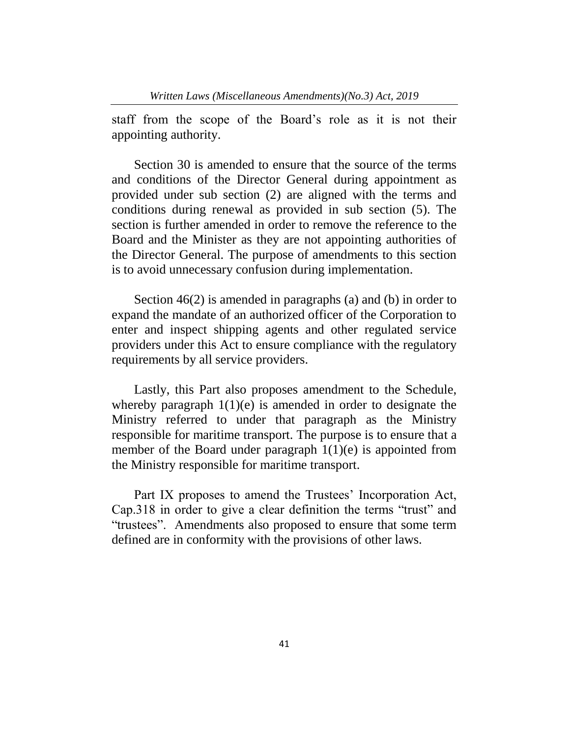staff from the scope of the Board's role as it is not their appointing authority.

Section 30 is amended to ensure that the source of the terms and conditions of the Director General during appointment as provided under sub section (2) are aligned with the terms and conditions during renewal as provided in sub section (5). The section is further amended in order to remove the reference to the Board and the Minister as they are not appointing authorities of the Director General. The purpose of amendments to this section is to avoid unnecessary confusion during implementation.

Section 46(2) is amended in paragraphs (a) and (b) in order to expand the mandate of an authorized officer of the Corporation to enter and inspect shipping agents and other regulated service providers under this Act to ensure compliance with the regulatory requirements by all service providers.

Lastly, this Part also proposes amendment to the Schedule, whereby paragraph 1(1)(e) is amended in order to designate the Ministry referred to under that paragraph as the Ministry responsible for maritime transport. The purpose is to ensure that a member of the Board under paragraph 1(1)(e) is appointed from the Ministry responsible for maritime transport.

Part IX proposes to amend the Trustees' Incorporation Act, Cap.318 in order to give a clear definition the terms "trust" and "trustees". Amendments also proposed to ensure that some term defined are in conformity with the provisions of other laws.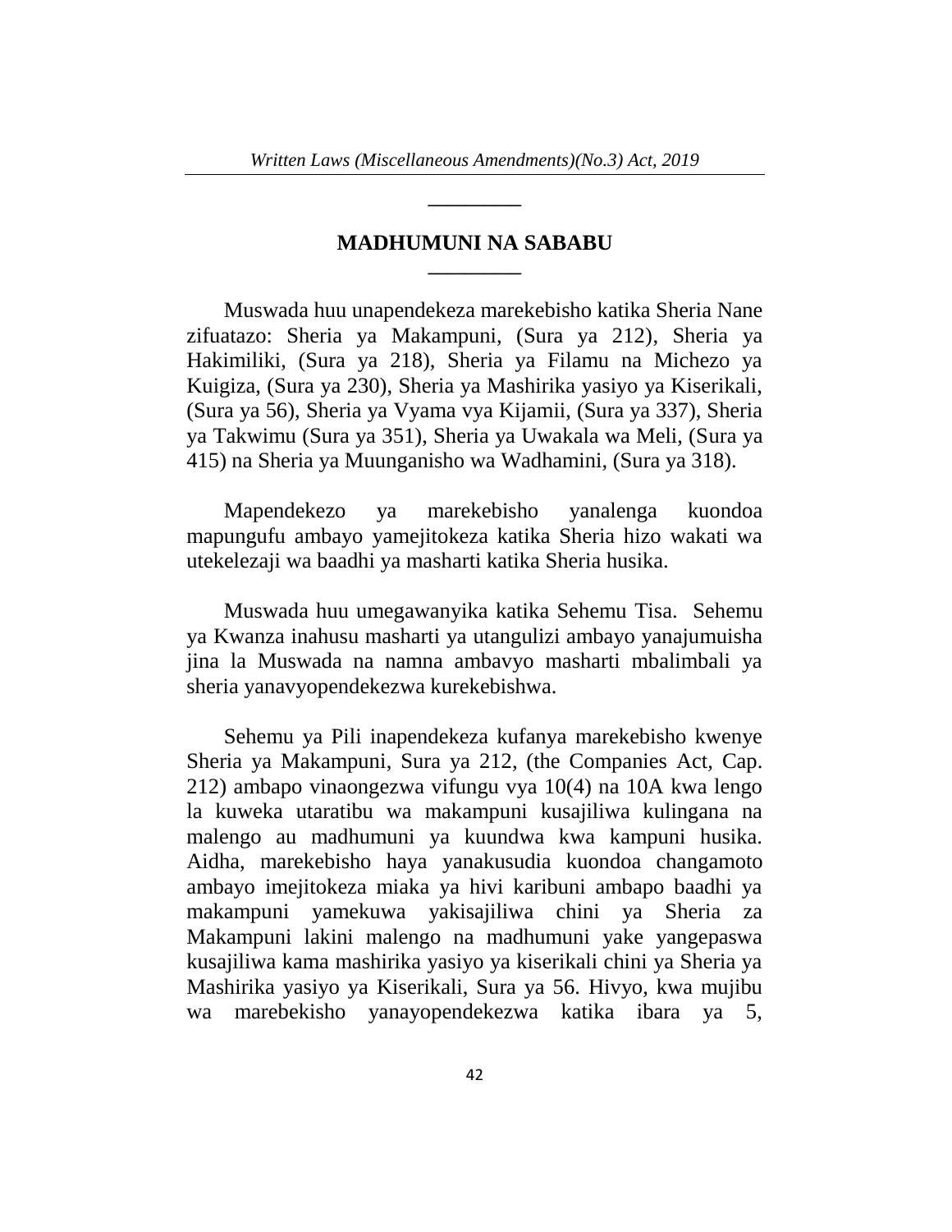## MADHUMUNI NA SABABU

Muswada huu unapendekeza marekebisho katika Sheria Nane zifuatazo: Sheria ya Makampuni, (Sura ya 212), Sheria ya Hakimiliki, (Sura ya 218), Sheria ya Filamu na Michezo ya Kuigiza, (Sura ya 230), Sheria ya Mashirika yasiyo ya Kiserikali, (Sura ya 56), Sheria ya Vyama vya Kijamii, (Sura ya 337), Sheria ya Takwimu (Sura ya 351), Sheria ya Uwakala wa Meli, (Sura ya 415) na Sheria ya Muunganisho wa Wadhamini, (Sura ya 318).

Mapendekezo ya marekebisho yanalenga kuondoa mapungufu ambayo yamejitokeza katika Sheria hizo wakati wa utekelezaji wa baadhi ya masharti katika Sheria husika.

Muswada huu umegawanyika katika Sehemu Tisa. Sehemu ya Kwanza inahusu masharti ya utangulizi ambayo yanajumuisha jina la Muswada na namna ambavyo masharti mbalimbali ya sheria yanavyopendekezwa kurekebishwa.

Sehemu ya Pili inapendekeza kufanya marekebisho kwenye Sheria ya Makampuni, Sura ya 212, (the Companies Act, Cap. 212) ambapo vinaongezwa vifungu vya 10(4) na 10A kwa lengo la kuweka utaratibu wa makampuni kusajiliwa kulingana na malengo au madhumuni ya kuundwa kwa kampuni husika. Aidha, marekebisho haya yanakusudia kuondoa changamoto ambayo imejitokeza miaka ya hivi karibuni ambapo baadhi ya makampuni yamekuwa yakisajiliwa chini ya Sheria za Makampuni lakini malengo na madhumuni yake yangepaswa kusajiliwa kama mashirika yasiyo ya kiserikali chini ya Sheria ya Mashirika yasiyo ya Kiserikali, Sura ya 56. Hivyo, kwa mujibu wa marebekisho yanayopendekezwa katika ibara ya 5,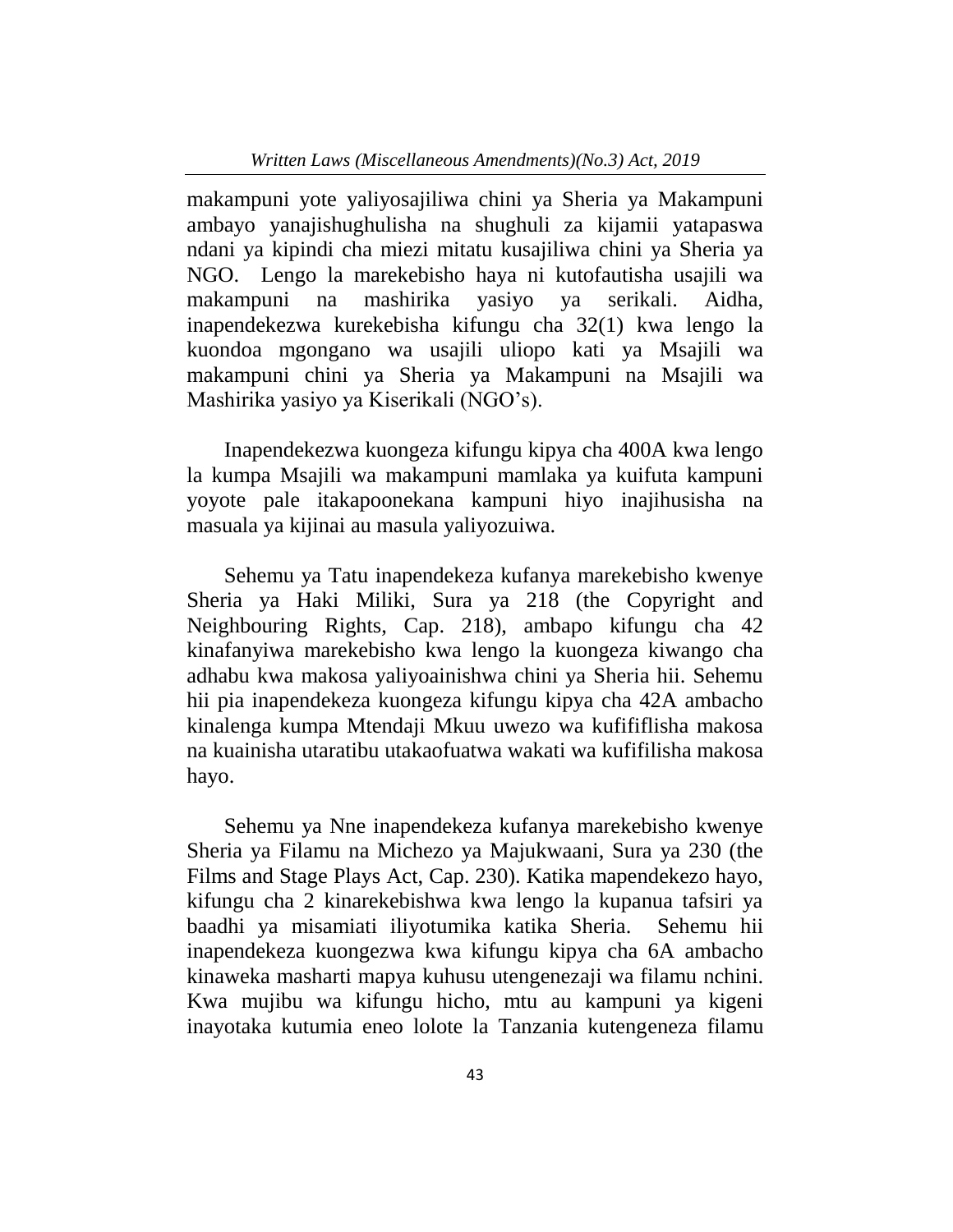makampuni yote yaliyosajiliwa chini ya Sheria ya Makampuni ambayo yanajishughulisha na shughuli za kijamii yatapaswa ndani ya kipindi cha miezi mitatu kusajiliwa chini ya Sheria ya NGO. Lengo la marekebisho haya ni kutofautisha usajili wa makampuni na mashirika yasiyo ya serikali. Aidha, inapendekezwa kurekebisha kifungu cha 32(1) kwa lengo la kuondoa mgongano wa usajili uliopo kati ya Msajili wa makampuni chini ya Sheria ya Makampuni na Msajili wa Mashirika yasiyo ya Kiserikali (NGO's).

Inapendekezwa kuongeza kifungu kipya cha 400A kwa lengo la kumpa Msajili wa makampuni mamlaka ya kuifuta kampuni yoyote pale itakapoonekana kampuni hiyo inajihusisha na masuala ya kijinai au masula yaliyozuiwa.

Sehemu ya Tatu inapendekeza kufanya marekebisho kwenye Sheria ya Haki Miliki, Sura ya 218 (the Copyright and Neighbouring Rights, Cap. 218), ambapo kifungu cha 42 kinafanyiwa marekebisho kwa lengo la kuongeza kiwango cha adhabu kwa makosa yaliyoainishwa chini ya Sheria hii. Sehemu hii pia inapendekeza kuongeza kifungu kipya cha 42A ambacho kinalenga kumpa Mtendaji Mkuu uwezo wa kufififlisha makosa na kuainisha utaratibu utakaofuatwa wakati wa kufifilisha makosa hayo.

Sehemu ya Nne inapendekeza kufanya marekebisho kwenye Sheria ya Filamu na Michezo ya Majukwaani, Sura ya 230 (the Films and Stage Plays Act, Cap. 230). Katika mapendekezo hayo, kifungu cha 2 kinarekebishwa kwa lengo la kupanua tafsiri ya baadhi ya misamiati iliyotumika katika Sheria. Sehemu hii inapendekeza kuongezwa kwa kifungu kipya cha 6A ambacho kinaweka masharti mapya kuhusu utengenezaji wa filamu nchini. Kwa mujibu wa kifungu hicho, mtu au kampuni ya kigeni inayotaka kutumia eneo lolote la Tanzania kutengeneza filamu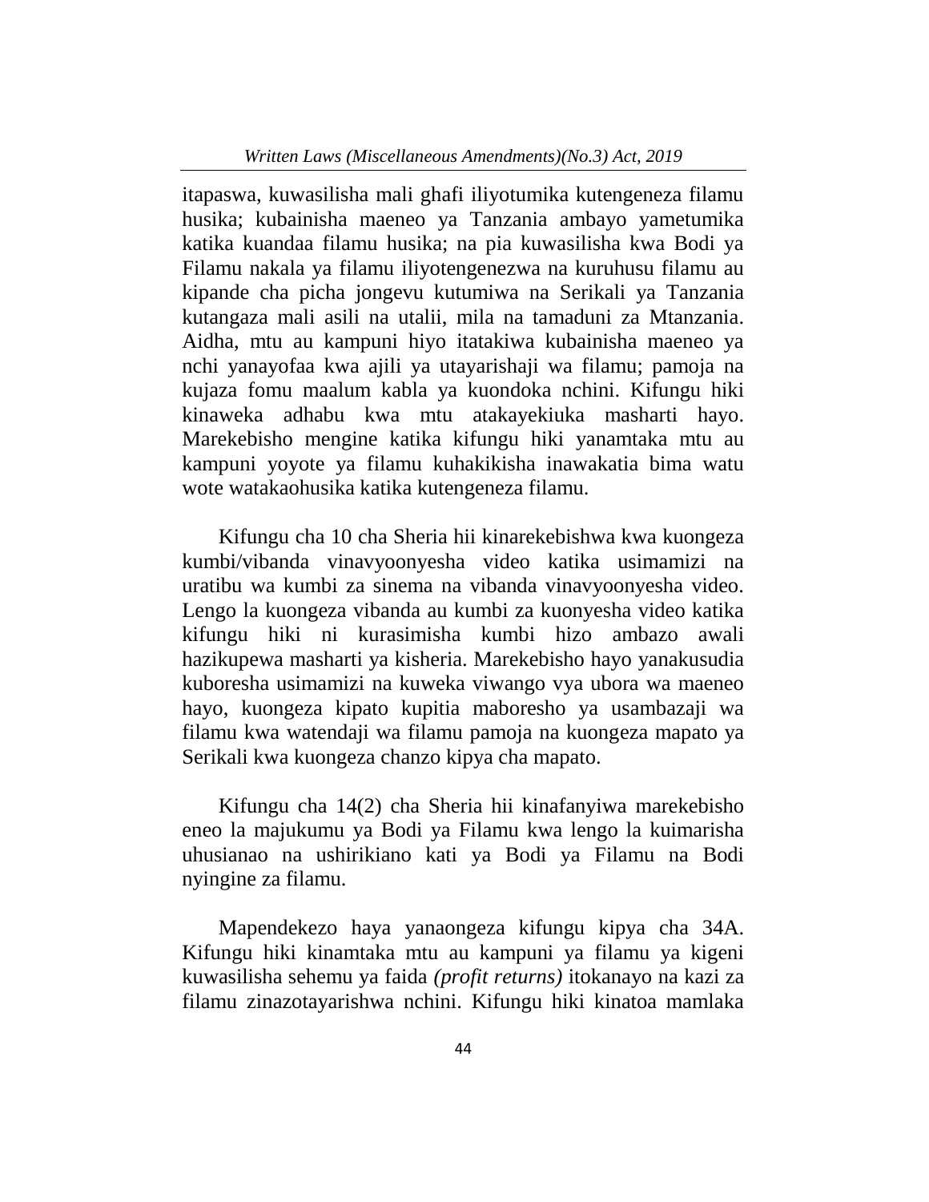itapaswa, kuwasilisha mali ghafi iliyotumika kutengeneza filamu husika; kubainisha maeneo ya Tanzania ambayo yametumika katika kuandaa filamu husika; na pia kuwasilisha kwa Bodi ya Filamu nakala ya filamu iliyotengenezwa na kuruhusu filamu au kipande cha picha jongevu kutumiwa na Serikali ya Tanzania kutangaza mali asili na utalii, mila na tamaduni za Mtanzania. Aidha, mtu au kampuni hiyo itatakiwa kubainisha maeneo ya nchi yanayofaa kwa ajili ya utayarishaji wa filamu; pamoja na kujaza fomu maalum kabla ya kuondoka nchini. Kifungu hiki kinaweka adhabu kwa mtu atakayekiuka masharti hayo. Marekebisho mengine katika kifungu hiki yanamtaka mtu au kampuni yoyote ya filamu kuhakikisha inawakatia bima watu wote watakaohusika katika kutengeneza filamu.

Kifungu cha 10 cha Sheria hii kinarekebishwa kwa kuongeza kumbi/vibanda vinavyoonyesha video katika usimamizi na uratibu wa kumbi za sinema na vibanda vinavyoonyesha video. Lengo la kuongeza vibanda au kumbi za kuonyesha video katika kifungu hiki ni kurasimisha kumbi hizo ambazo awali hazikupewa masharti ya kisheria. Marekebisho hayo yanakusudia kuboresha usimamizi na kuweka viwango vya ubora wa maeneo hayo, kuongeza kipato kupitia maboresho ya usambazaji wa filamu kwa watendaji wa filamu pamoja na kuongeza mapato ya Serikali kwa kuongeza chanzo kipya cha mapato.

Kifungu cha 14(2) cha Sheria hii kinafanyiwa marekebisho eneo la majukumu ya Bodi ya Filamu kwa lengo la kuimarisha uhusianao na ushirikiano kati ya Bodi ya Filamu na Bodi nyingine za filamu.

Mapendekezo haya yanaongeza kifungu kipya cha 34A. Kifungu hiki kinamtaka mtu au kampuni ya filamu ya kigeni kuwasilisha sehemu ya faida *(profit returns)* itokanayo na kazi za filamu zinazotayarishwa nchini. Kifungu hiki kinatoa mamlaka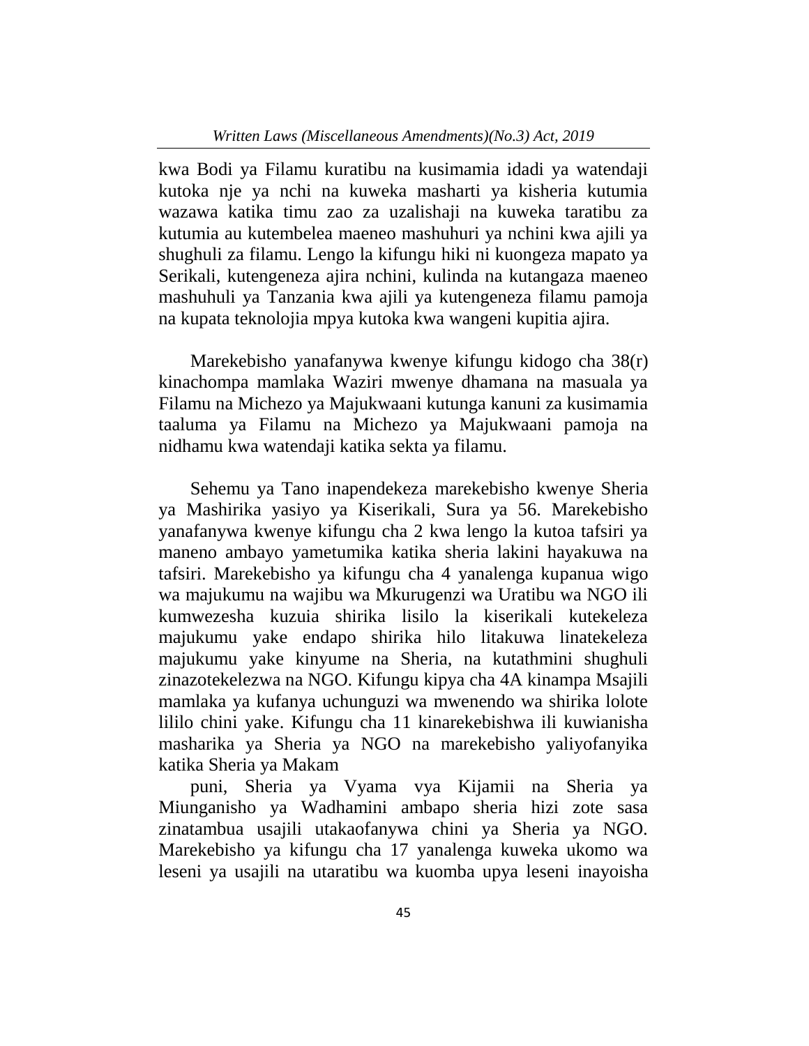kwa Bodi ya Filamu kuratibu na kusimamia idadi ya watendaji kutoka nje ya nchi na kuweka masharti ya kisheria kutumia wazawa katika timu zao za uzalishaji na kuweka taratibu za kutumia au kutembelea maeneo mashuhuri ya nchini kwa ajili ya shughuli za filamu. Lengo la kifungu hiki ni kuongeza mapato ya Serikali, kutengeneza ajira nchini, kulinda na kutangaza maeneo mashuhuli ya Tanzania kwa ajili ya kutengeneza filamu pamoja na kupata teknolojia mpya kutoka kwa wangeni kupitia ajira.

Marekebisho yanafanywa kwenye kifungu kidogo cha 38(r) kinachompa mamlaka Waziri mwenye dhamana na masuala ya Filamu na Michezo ya Majukwaani kutunga kanuni za kusimamia taaluma ya Filamu na Michezo ya Majukwaani pamoja na nidhamu kwa watendaji katika sekta ya filamu.

Sehemu ya Tano inapendekeza marekebisho kwenye Sheria ya Mashirika yasiyo ya Kiserikali, Sura ya 56. Marekebisho yanafanywa kwenye kifungu cha 2 kwa lengo la kutoa tafsiri ya maneno ambayo yametumika katika sheria lakini hayakuwa na tafsiri. Marekebisho ya kifungu cha 4 yanalenga kupanua wigo wa majukumu na wajibu wa Mkurugenzi wa Uratibu wa NGO ili kumwezesha kuzuia shirika lisilo la kiserikali kutekeleza majukumu yake endapo shirika hilo litakuwa linatekeleza majukumu yake kinyume na Sheria, na kutathmini shughuli zinazotekelezwa na NGO. Kifungu kipya cha 4A kinampa Msajili mamlaka ya kufanya uchunguzi wa mwenendo wa shirika lolote lililo chini yake. Kifungu cha 11 kinarekebishwa ili kuwianisha masharika ya Sheria ya NGO na marekebisho yaliyofanyika katika Sheria ya Makampuni, Sheria ya Vyama vya Kijamii na Sheria ya Miunganisho ya Wadhamini ambapo sheria hizi zote sasa zinatambua usajili utakaofanywa chini ya Sheria ya NGO. Marekebisho ya kifungu cha 17 yanalenga kuweka ukomo wa leseni ya usajili na utaratibu wa kuomba upya leseni inayoisha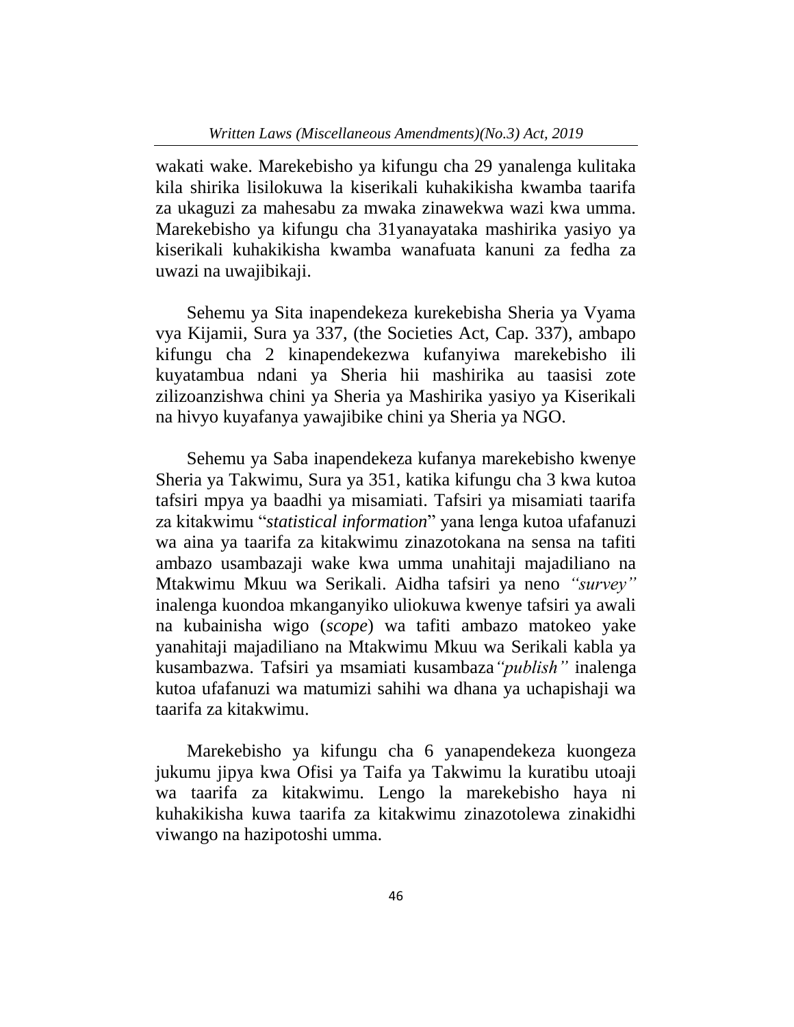wakati wake. Marekebisho ya kifungu cha 29 yanalenga kulitaka kila shirika lisilokuwa la kiserikali kuhakikisha kwamba taarifa za ukaguzi za mahesabu za mwaka zinawekwa wazi kwa umma. Marekebisho ya kifungu cha 31yanayataka mashirika yasiyo ya kiserikali kuhakikisha kwamba wanafuata kanuni za fedha za uwazi na uwajibikaji.

Sehemu ya Sita inapendekeza kurekebisha Sheria ya Vyama vya Kijamii, Sura ya 337, (the Societies Act, Cap. 337), ambapo kifungu cha 2 kinapendekezwa kufanyiwa marekebisho ili kuyatambua ndani ya Sheria hii mashirika au taasisi zote zilizoanzishwa chini ya Sheria ya Mashirika yasiyo ya Kiserikali na hivyo kuyafanya yawajibike chini ya Sheria ya NGO.

Sehemu ya Saba inapendekeza kufanya marekebisho kwenye Sheria ya Takwimu, Sura ya 351, katika kifungu cha 3 kwa kutoa tafsiri mpya ya baadhi ya misamiati. Tafsiri ya misamiati taarifa za kitakwimu "*statistical information*" yana lenga kutoa ufafanuzi wa aina ya taarifa za kitakwimu zinazotokana na sensa na tafiti ambazo usambazaji wake kwa umma unahitaji majadiliano na Mtakwimu Mkuu wa Serikali. Aidha tafsiri ya neno *"survey"* inalenga kuondoa mkanganyiko uliokuwa kwenye tafsiri ya awali na kubainisha wigo (*scope*) wa tafiti ambazo matokeo yake yanahitaji majadiliano na Mtakwimu Mkuu wa Serikali kabla ya kusambazwa. Tafsiri ya msamiati kusambaza*"publish"* inalenga kutoa ufafanuzi wa matumizi sahihi wa dhana ya uchapishaji wa taarifa za kitakwimu.

Marekebisho ya kifungu cha 6 yanapendekeza kuongeza jukumu jipya kwa Ofisi ya Taifa ya Takwimu la kuratibu utoaji wa taarifa za kitakwimu. Lengo la marekebisho haya ni kuhakikisha kuwa taarifa za kitakwimu zinazotolewa zinakidhi viwango na hazipotoshi umma.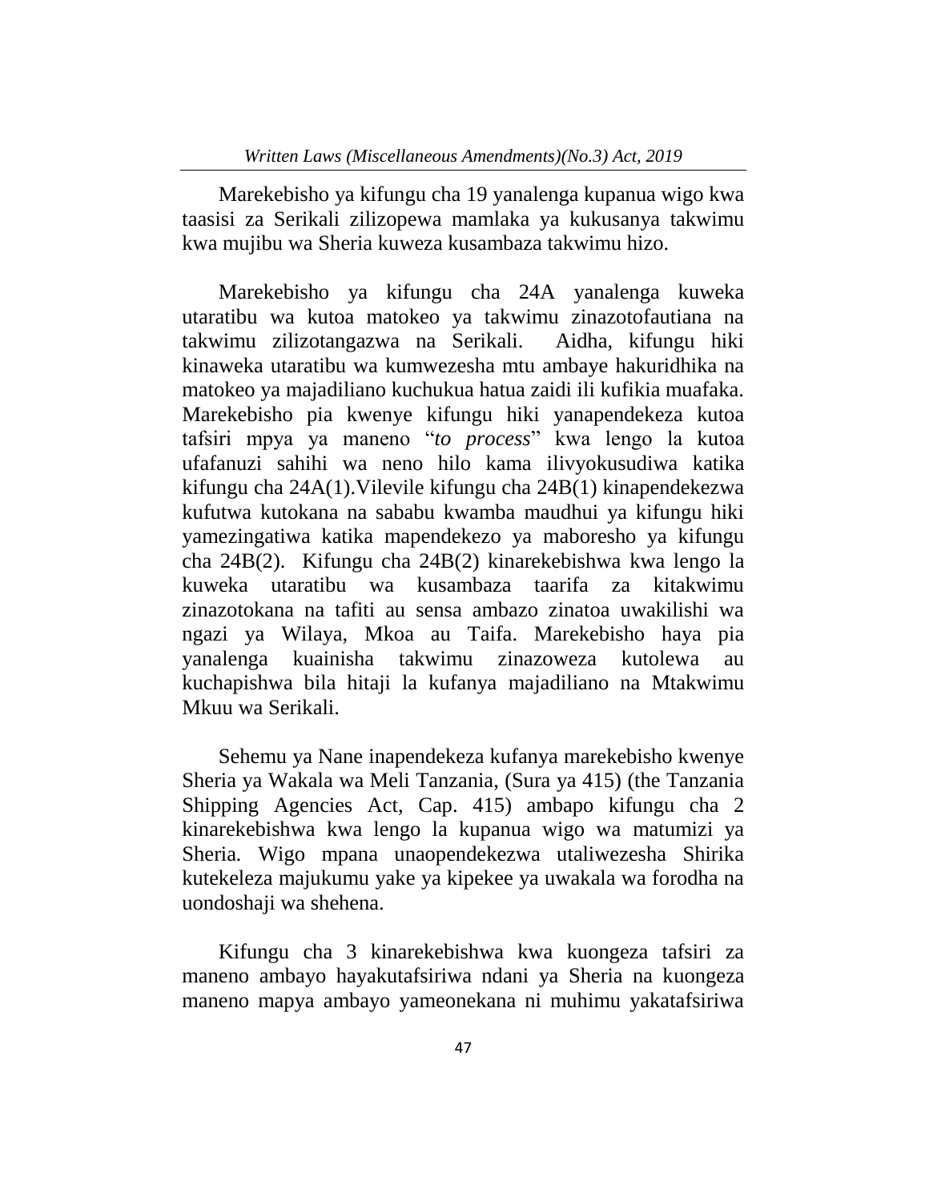Marekebisho ya kifungu cha 19 yanalenga kupanua wigo kwa taasisi za Serikali zilizopewa mamlaka ya kukusanya takwimu kwa mujibu wa Sheria kuweza kusambaza takwimu hizo.

Marekebisho ya kifungu cha 24A yanalenga kuweka utaratibu wa kutoa matokeo ya takwimu zinazotofautiana na takwimu zilizotangazwa na Serikali. Aidha, kifungu hiki kinaweka utaratibu wa kumwezesha mtu ambaye hakuridhika na matokeo ya majadiliano kuchukua hatua zaidi ili kufikia muafaka. Marekebisho pia kwenye kifungu hiki yanapendekeza kutoa tafsiri mpya ya maneno "*to process*" kwa lengo la kutoa ufafanuzi sahihi wa neno hilo kama ilivyokusudiwa katika kifungu cha 24A(1).Vilevile kifungu cha 24B(1) kinapendekezwa kufutwa kutokana na sababu kwamba maudhui ya kifungu hiki yamezingatiwa katika mapendekezo ya maboresho ya kifungu cha 24B(2). Kifungu cha 24B(2) kinarekebishwa kwa lengo la kuweka utaratibu wa kusambaza taarifa za kitakwimu zinazotokana na tafiti au sensa ambazo zinatoa uwakilishi wa ngazi ya Wilaya, Mkoa au Taifa. Marekebisho haya pia yanalenga kuainisha takwimu zinazoweza kutolewa au kuchapishwa bila hitaji la kufanya majadiliano na Mtakwimu Mkuu wa Serikali.

Sehemu ya Nane inapendekeza kufanya marekebisho kwenye Sheria ya Wakala wa Meli Tanzania, (Sura ya 415) (the Tanzania Shipping Agencies Act, Cap. 415) ambapo kifungu cha 2 kinarekebishwa kwa lengo la kupanua wigo wa matumizi ya Sheria. Wigo mpana unaopendekezwa utaliwezesha Shirika kutekeleza majukumu yake ya kipekee ya uwakala wa forodha na uondoshaji wa shehena.

Kifungu cha 3 kinarekebishwa kwa kuongeza tafsiri za maneno ambayo hayakutafsiriwa ndani ya Sheria na kuongeza maneno mapya ambayo yameonekana ni muhimu yakatafsiriwa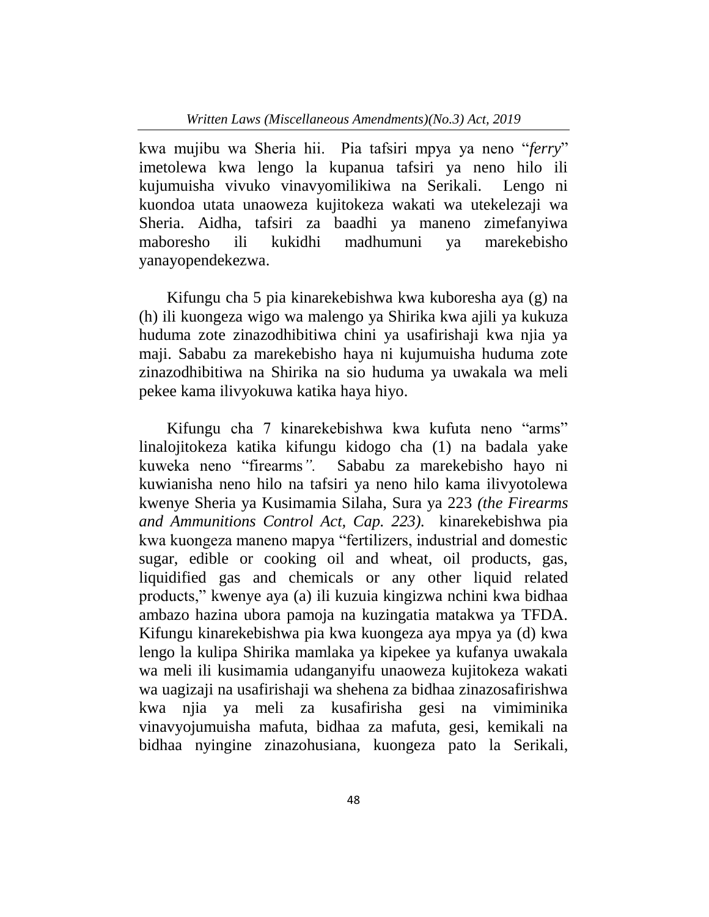kwa mujibu wa Sheria hii. Pia tafsiri mpya ya neno "*ferry*" imetolewa kwa lengo la kupanua tafsiri ya neno hilo ili kujumuisha vivuko vinavyomilikiwa na Serikali. Lengo ni kuondoa utata unaoweza kujitokeza wakati wa utekelezaji wa Sheria. Aidha, tafsiri za baadhi ya maneno zimefanyiwa maboresho ili kukidhi madhumuni ya marekebisho yanayopendekezwa.

Kifungu cha 5 pia kinarekebishwa kwa kuboresha aya (g) na (h) ili kuongeza wigo wa malengo ya Shirika kwa ajili ya kukuza huduma zote zinazodhibitiwa chini ya usafirishaji kwa njia ya maji. Sababu za marekebisho haya ni kujumuisha huduma zote zinazodhibitiwa na Shirika na sio huduma ya uwakala wa meli pekee kama ilivyokuwa katika haya hiyo.

Kifungu cha 7 kinarekebishwa kwa kufuta neno "arms" linalojitokeza katika kifungu kidogo cha (1) na badala yake kuweka neno "firearms*"*. Sababu za marekebisho hayo ni kuwianisha neno hilo na tafsiri ya neno hilo kama ilivyotolewa kwenye Sheria ya Kusimamia Silaha, Sura ya 223 *(the Firearms and Ammunitions Control Act, Cap. 223).* kinarekebishwa pia kwa kuongeza maneno mapya "fertilizers, industrial and domestic sugar, edible or cooking oil and wheat, oil products, gas, liquidified gas and chemicals or any other liquid related products," kwenye aya (a) ili kuzuia kingizwa nchini kwa bidhaa ambazo hazina ubora pamoja na kuzingatia matakwa ya TFDA. Kifungu kinarekebishwa pia kwa kuongeza aya mpya ya (d) kwa lengo la kulipa Shirika mamlaka ya kipekee ya kufanya uwakala wa meli ili kusimamia udanganyifu unaoweza kujitokeza wakati wa uagizaji na usafirishaji wa shehena za bidhaa zinazosafirishwa kwa njia ya meli za kusafirisha gesi na vimiminika vinavyojumuisha mafuta, bidhaa za mafuta, gesi, kemikali na bidhaa nyingine zinazohusiana, kuongeza pato la Serikali,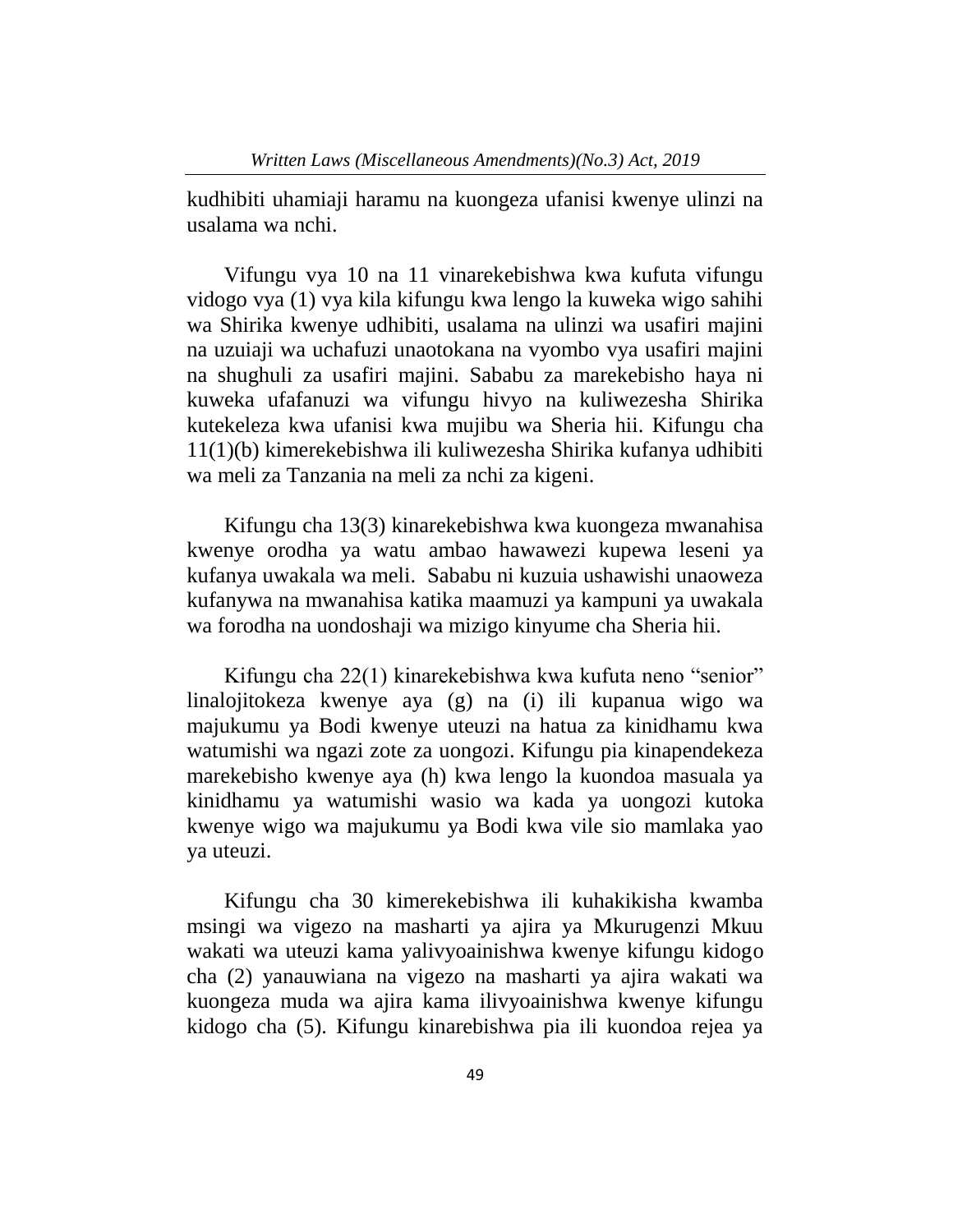kudhibiti uhamiaji haramu na kuongeza ufanisi kwenye ulinzi na usalama wa nchi.

Vifungu vya 10 na 11 vinarekebishwa kwa kufuta vifungu vidogo vya (1) vya kila kifungu kwa lengo la kuweka wigo sahihi wa Shirika kwenye udhibiti, usalama na ulinzi wa usafiri majini na uzuiaji wa uchafuzi unaotokana na vyombo vya usafiri majini na shughuli za usafiri majini. Sababu za marekebisho haya ni kuweka ufafanuzi wa vifungu hivyo na kuliwezesha Shirika kutekeleza kwa ufanisi kwa mujibu wa Sheria hii. Kifungu cha 11(1)(b) kimerekebishwa ili kuliwezesha Shirika kufanya udhibiti wa meli za Tanzania na meli za nchi za kigeni.

Kifungu cha 13(3) kinarekebishwa kwa kuongeza mwanahisa kwenye orodha ya watu ambao hawawezi kupewa leseni ya kufanya uwakala wa meli. Sababu ni kuzuia ushawishi unaoweza kufanywa na mwanahisa katika maamuzi ya kampuni ya uwakala wa forodha na uondoshaji wa mizigo kinyume cha Sheria hii.

Kifungu cha 22(1) kinarekebishwa kwa kufuta neno "senior" linalojitokeza kwenye aya (g) na (i) ili kupanua wigo wa majukumu ya Bodi kwenye uteuzi na hatua za kinidhamu kwa watumishi wa ngazi zote za uongozi. Kifungu pia kinapendekeza marekebisho kwenye aya (h) kwa lengo la kuondoa masuala ya kinidhamu ya watumishi wasio wa kada ya uongozi kutoka kwenye wigo wa majukumu ya Bodi kwa vile sio mamlaka yao ya uteuzi.

Kifungu cha 30 kimerekebishwa ili kuhakikisha kwamba msingi wa vigezo na masharti ya ajira ya Mkurugenzi Mkuu wakati wa uteuzi kama yalivyoainishwa kwenye kifungu kidogo cha (2) yanauwiana na vigezo na masharti ya ajira wakati wa kuongeza muda wa ajira kama ilivyoainishwa kwenye kifungu kidogo cha (5). Kifungu kinarebishwa pia ili kuondoa rejea ya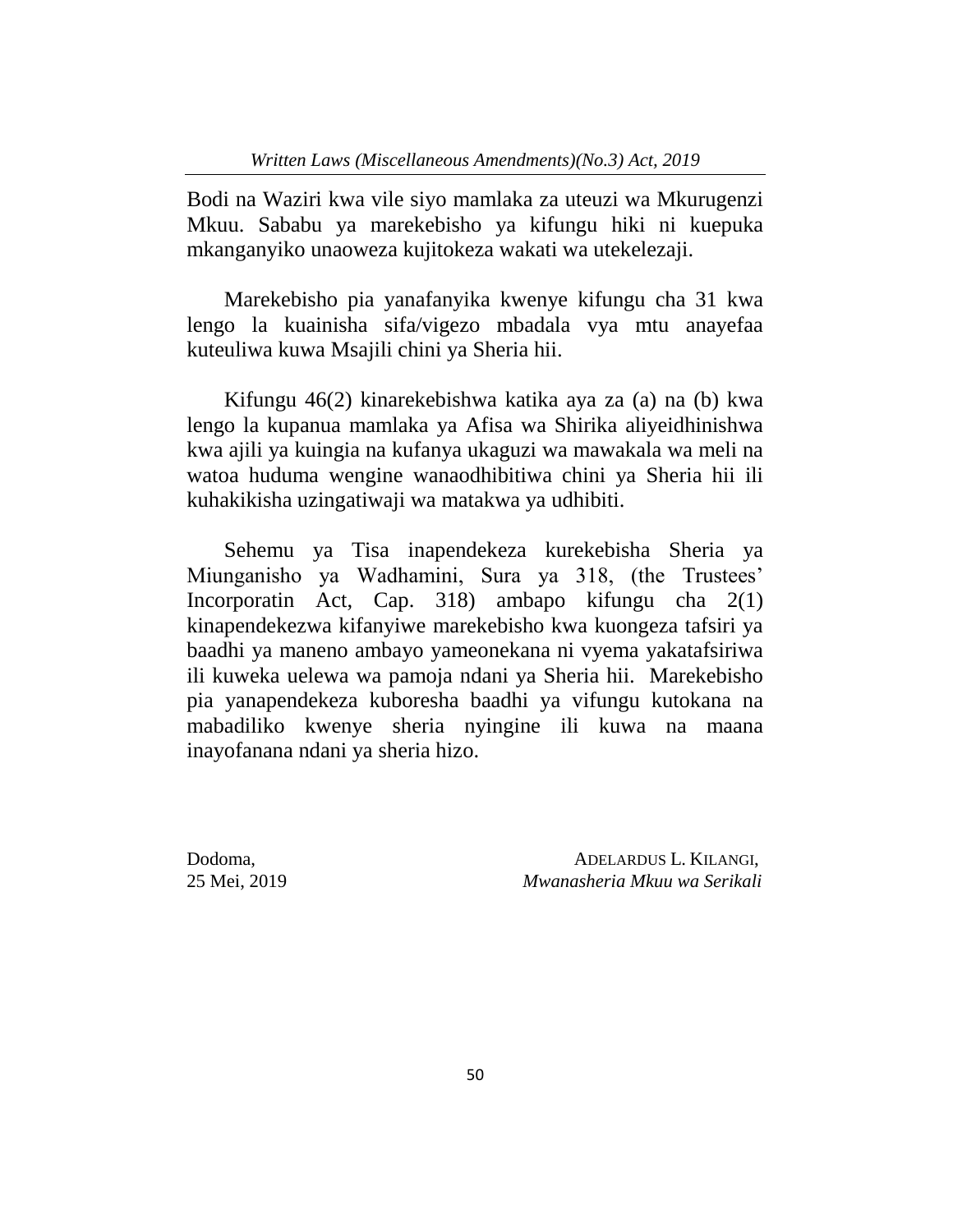Bodi na Waziri kwa vile siyo mamlaka za uteuzi wa Mkurugenzi Mkuu. Sababu ya marekebisho ya kifungu hiki ni kuepuka mkanganyiko unaoweza kujitokeza wakati wa utekelezaji.

Marekebisho pia yanafanyika kwenye kifungu cha 31 kwa lengo la kuainisha sifa/vigezo mbadala vya mtu anayefaa kuteuliwa kuwa Msajili chini ya Sheria hii.

Kifungu 46(2) kinarekebishwa katika aya za (a) na (b) kwa lengo la kupanua mamlaka ya Afisa wa Shirika aliyeidhinishwa kwa ajili ya kuingia na kufanya ukaguzi wa mawakala wa meli na watoa huduma wengine wanaodhibitiwa chini ya Sheria hii ili kuhakikisha uzingatiwaji wa matakwa ya udhibiti.

Sehemu ya Tisa inapendekeza kurekebisha Sheria ya Miunganisho ya Wadhamini, Sura ya 318, (the Trustees' Incorporatin Act, Cap. 318) ambapo kifungu cha 2(1) kinapendekezwa kifanyiwe marekebisho kwa kuongeza tafsiri ya baadhi ya maneno ambayo yameonekana ni vyema yakatafsiriwa ili kuweka uelewa wa pamoja ndani ya Sheria hii. Marekebisho pia yanapendekeza kuboresha baadhi ya vifungu kutokana na mabadiliko kwenye sheria nyingine ili kuwa na maana inayofanana ndani ya sheria hizo.

Dodoma,
25 Mei, 2019

ADELARDUS L. KILANGI,
*Mwanasheria Mkuu wa Serikali*